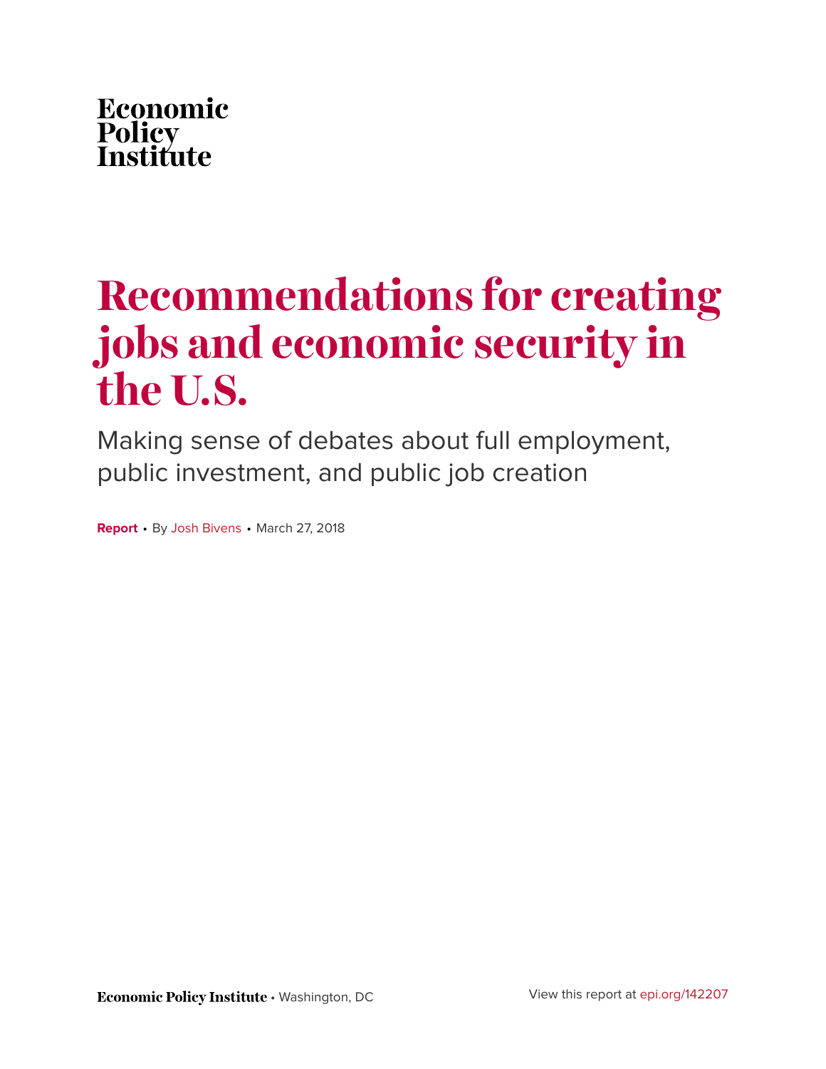Economic
Policy
Institute

# Recommendations for creating jobs and economic security in the U.S.

Making sense of debates about full employment, public investment, and public job creation

**Report** • By Josh Bivens • March 27, 2018

**Economic Policy Institute** • Washington, DC

View this report at epi.org/142207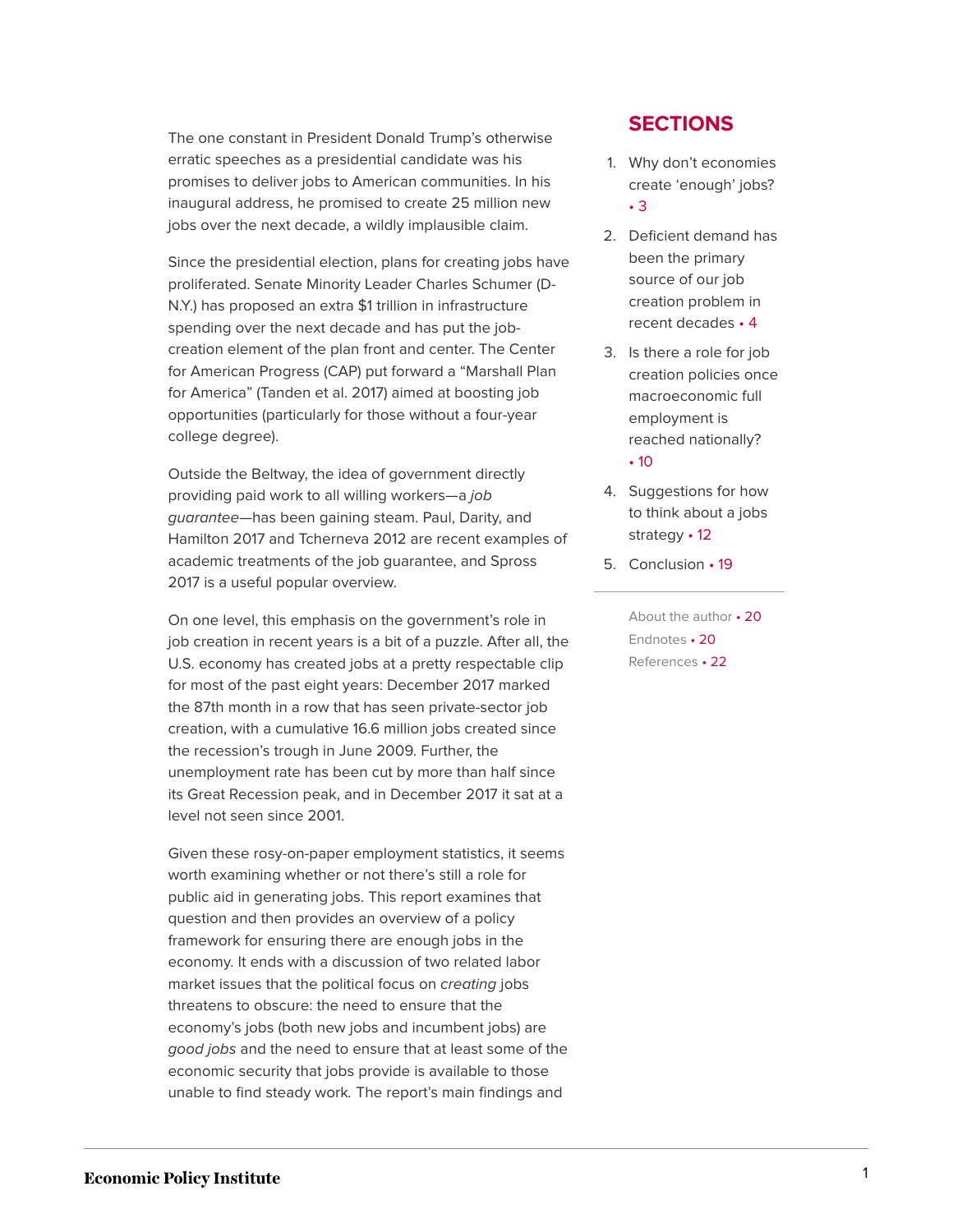The one constant in President Donald Trump's otherwise erratic speeches as a presidential candidate was his promises to deliver jobs to American communities. In his inaugural address, he promised to create 25 million new jobs over the next decade, a wildly implausible claim.

Since the presidential election, plans for creating jobs have proliferated. Senate Minority Leader Charles Schumer (D-N.Y.) has proposed an extra $1 trillion in infrastructure spending over the next decade and has put the job-creation element of the plan front and center. The Center for American Progress (CAP) put forward a "Marshall Plan for America" (Tanden et al. 2017) aimed at boosting job opportunities (particularly for those without a four-year college degree).

Outside the Beltway, the idea of government directly providing paid work to all willing workers—a *job guarantee*—has been gaining steam. Paul, Darity, and Hamilton 2017 and Tcherneva 2012 are recent examples of academic treatments of the job guarantee, and Spross 2017 is a useful popular overview.

On one level, this emphasis on the government's role in job creation in recent years is a bit of a puzzle. After all, the U.S. economy has created jobs at a pretty respectable clip for most of the past eight years: December 2017 marked the 87th month in a row that has seen private-sector job creation, with a cumulative 16.6 million jobs created since the recession's trough in June 2009. Further, the unemployment rate has been cut by more than half since its Great Recession peak, and in December 2017 it sat at a level not seen since 2001.

Given these rosy-on-paper employment statistics, it seems worth examining whether or not there's still a role for public aid in generating jobs. This report examines that question and then provides an overview of a policy framework for ensuring there are enough jobs in the economy. It ends with a discussion of two related labor market issues that the political focus on *creating* jobs threatens to obscure: the need to ensure that the economy's jobs (both new jobs and incumbent jobs) are *good jobs* and the need to ensure that at least some of the economic security that jobs provide is available to those unable to find steady work. The report's main findings and

## SECTIONS

1. Why don't economies create 'enough' jobs? • 3
2. Deficient demand has been the primary source of our job creation problem in recent decades • 4
3. Is there a role for job creation policies once macroeconomic full employment is reached nationally? • 10
4. Suggestions for how to think about a jobs strategy • 12
5. Conclusion • 19

About the author • 20

Endnotes • 20

References • 22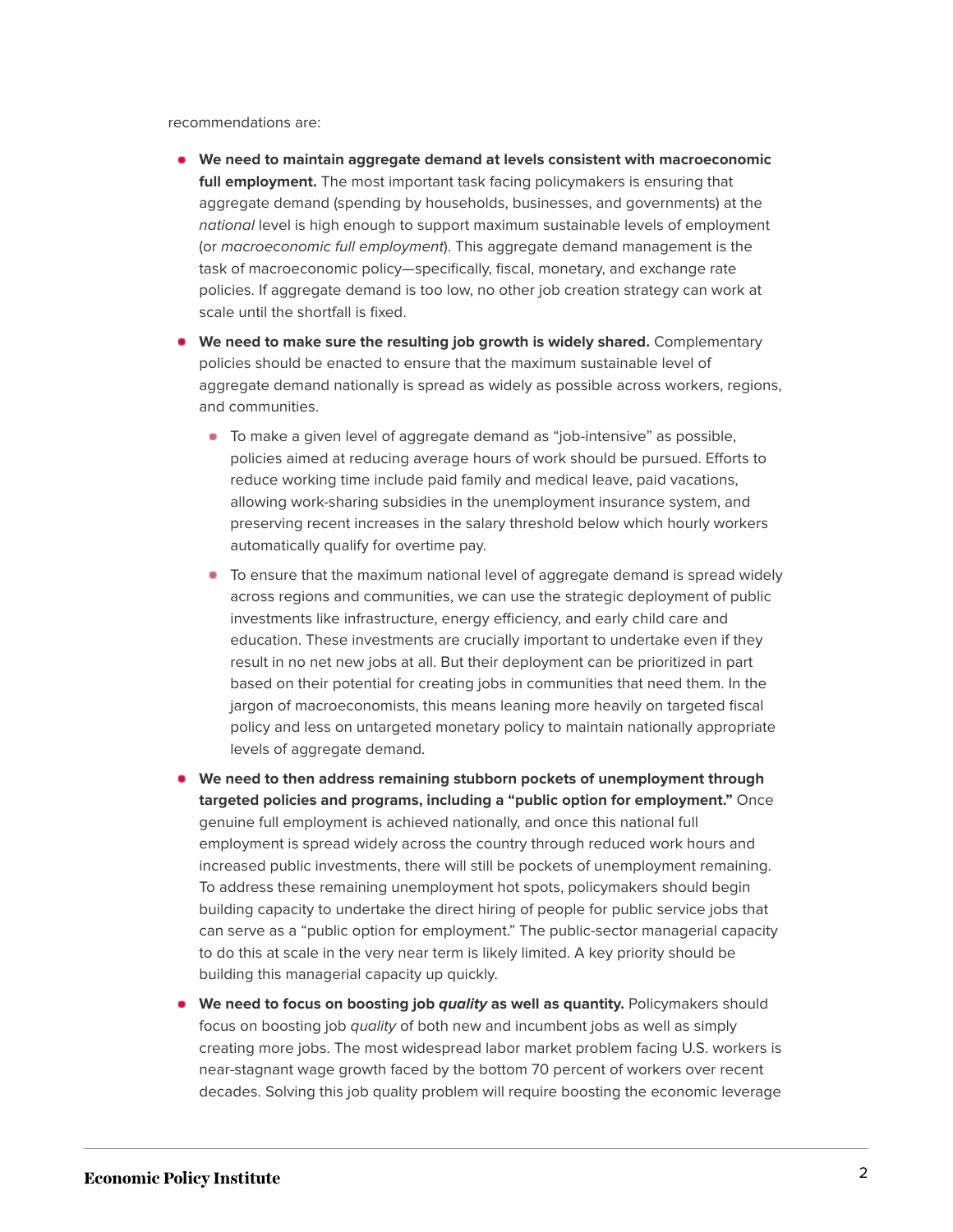recommendations are:

- **We need to maintain aggregate demand at levels consistent with macroeconomic full employment.** The most important task facing policymakers is ensuring that aggregate demand (spending by households, businesses, and governments) at the *national* level is high enough to support maximum sustainable levels of employment (or *macroeconomic full employment*). This aggregate demand management is the task of macroeconomic policy—specifically, fiscal, monetary, and exchange rate policies. If aggregate demand is too low, no other job creation strategy can work at scale until the shortfall is fixed.
- **We need to make sure the resulting job growth is widely shared.** Complementary policies should be enacted to ensure that the maximum sustainable level of aggregate demand nationally is spread as widely as possible across workers, regions, and communities.
  - To make a given level of aggregate demand as "job-intensive" as possible, policies aimed at reducing average hours of work should be pursued. Efforts to reduce working time include paid family and medical leave, paid vacations, allowing work-sharing subsidies in the unemployment insurance system, and preserving recent increases in the salary threshold below which hourly workers automatically qualify for overtime pay.
  - To ensure that the maximum national level of aggregate demand is spread widely across regions and communities, we can use the strategic deployment of public investments like infrastructure, energy efficiency, and early child care and education. These investments are crucially important to undertake even if they result in no net new jobs at all. But their deployment can be prioritized in part based on their potential for creating jobs in communities that need them. In the jargon of macroeconomists, this means leaning more heavily on targeted fiscal policy and less on untargeted monetary policy to maintain nationally appropriate levels of aggregate demand.
- **We need to then address remaining stubborn pockets of unemployment through targeted policies and programs, including a "public option for employment."** Once genuine full employment is achieved nationally, and once this national full employment is spread widely across the country through reduced work hours and increased public investments, there will still be pockets of unemployment remaining. To address these remaining unemployment hot spots, policymakers should begin building capacity to undertake the direct hiring of people for public service jobs that can serve as a "public option for employment." The public-sector managerial capacity to do this at scale in the very near term is likely limited. A key priority should be building this managerial capacity up quickly.
- **We need to focus on boosting job *quality* as well as quantity.** Policymakers should focus on boosting job *quality* of both new and incumbent jobs as well as simply creating more jobs. The most widespread labor market problem facing U.S. workers is near-stagnant wage growth faced by the bottom 70 percent of workers over recent decades. Solving this job quality problem will require boosting the economic leverage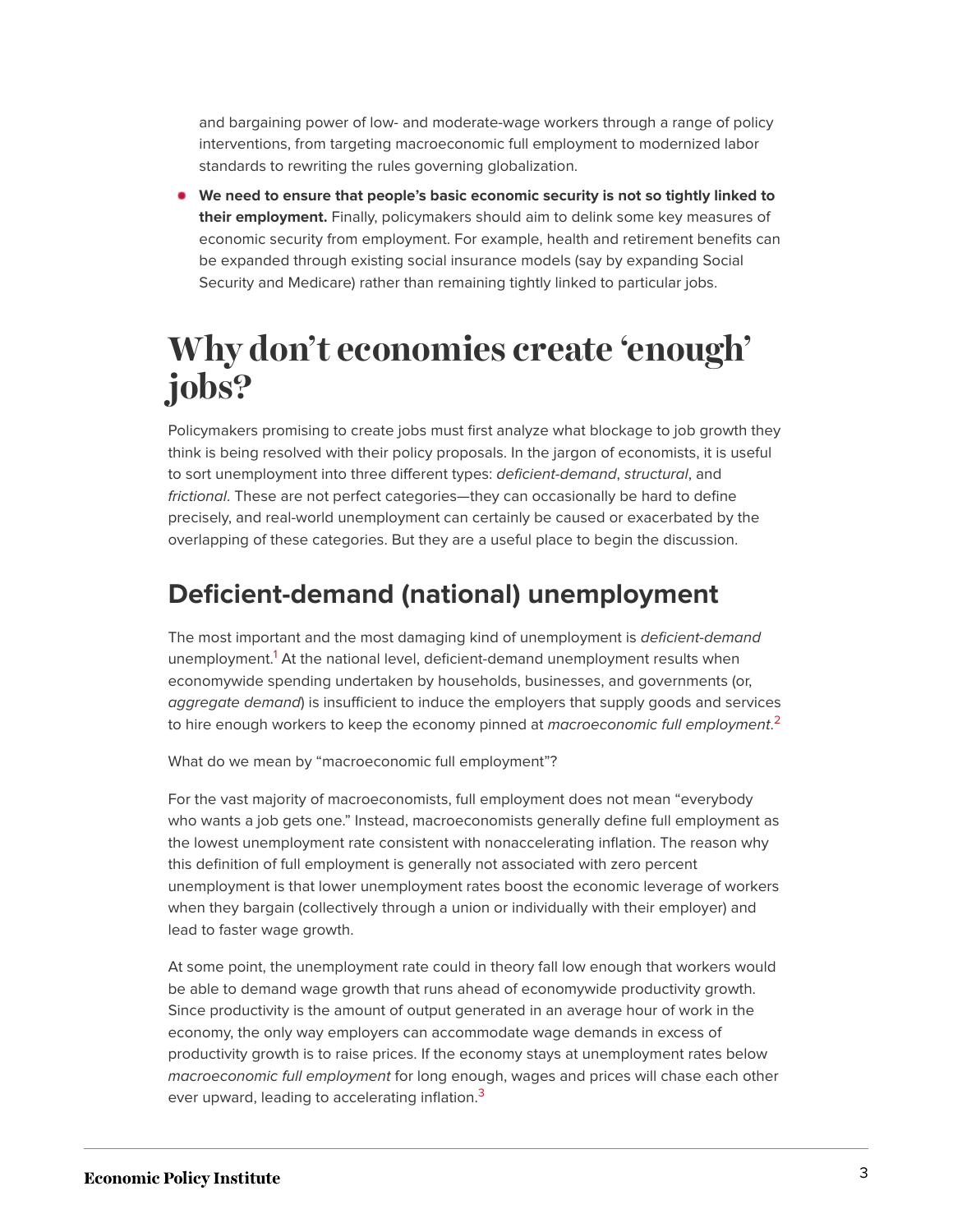and bargaining power of low- and moderate-wage workers through a range of policy interventions, from targeting macroeconomic full employment to modernized labor standards to rewriting the rules governing globalization.

- **We need to ensure that people's basic economic security is not so tightly linked to their employment.** Finally, policymakers should aim to delink some key measures of economic security from employment. For example, health and retirement benefits can be expanded through existing social insurance models (say by expanding Social Security and Medicare) rather than remaining tightly linked to particular jobs.

# Why don't economies create 'enough' jobs?

Policymakers promising to create jobs must first analyze what blockage to job growth they think is being resolved with their policy proposals. In the jargon of economists, it is useful to sort unemployment into three different types: *deficient-demand*, *structural*, and *frictional*. These are not perfect categories—they can occasionally be hard to define precisely, and real-world unemployment can certainly be caused or exacerbated by the overlapping of these categories. But they are a useful place to begin the discussion.

## Deficient-demand (national) unemployment

The most important and the most damaging kind of unemployment is *deficient-demand* unemployment.[1] At the national level, deficient-demand unemployment results when economywide spending undertaken by households, businesses, and governments (or, *aggregate demand*) is insufficient to induce the employers that supply goods and services to hire enough workers to keep the economy pinned at *macroeconomic full employment*.[2]

What do we mean by "macroeconomic full employment"?

For the vast majority of macroeconomists, full employment does not mean "everybody who wants a job gets one." Instead, macroeconomists generally define full employment as the lowest unemployment rate consistent with nonaccelerating inflation. The reason why this definition of full employment is generally not associated with zero percent unemployment is that lower unemployment rates boost the economic leverage of workers when they bargain (collectively through a union or individually with their employer) and lead to faster wage growth.

At some point, the unemployment rate could in theory fall low enough that workers would be able to demand wage growth that runs ahead of economywide productivity growth. Since productivity is the amount of output generated in an average hour of work in the economy, the only way employers can accommodate wage demands in excess of productivity growth is to raise prices. If the economy stays at unemployment rates below *macroeconomic full employment* for long enough, wages and prices will chase each other ever upward, leading to accelerating inflation.[3]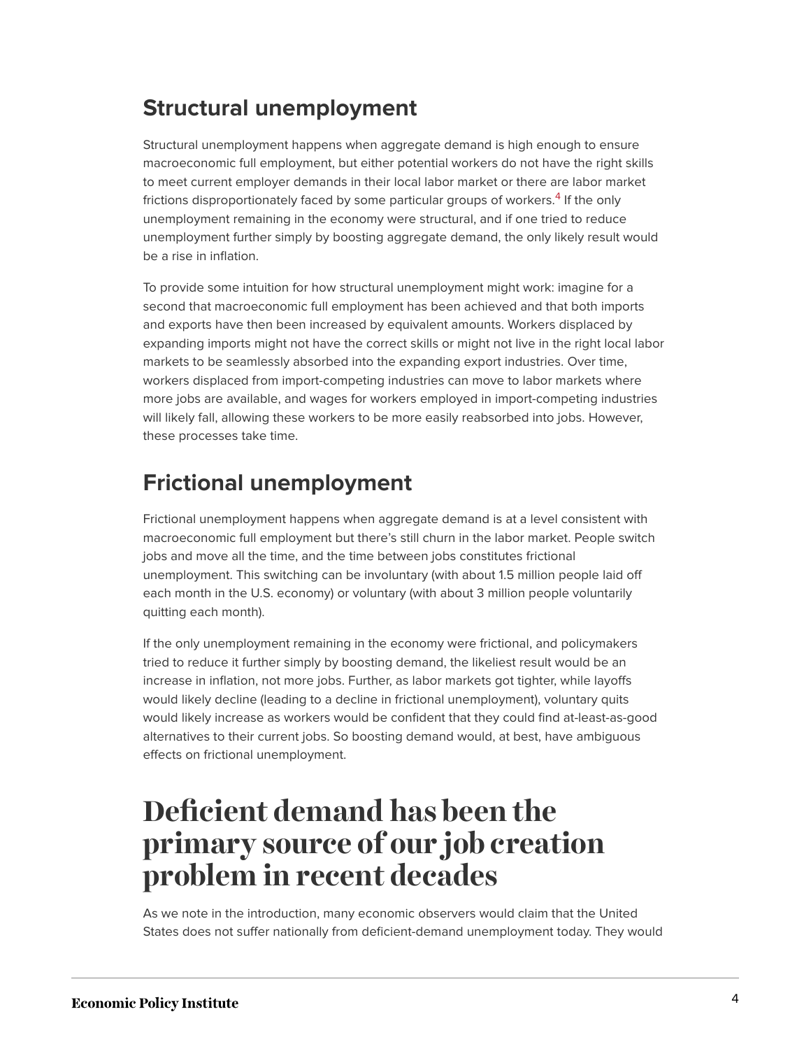## Structural unemployment

Structural unemployment happens when aggregate demand is high enough to ensure macroeconomic full employment, but either potential workers do not have the right skills to meet current employer demands in their local labor market or there are labor market frictions disproportionately faced by some particular groups of workers.[4] If the only unemployment remaining in the economy were structural, and if one tried to reduce unemployment further simply by boosting aggregate demand, the only likely result would be a rise in inflation.

To provide some intuition for how structural unemployment might work: imagine for a second that macroeconomic full employment has been achieved and that both imports and exports have then been increased by equivalent amounts. Workers displaced by expanding imports might not have the correct skills or might not live in the right local labor markets to be seamlessly absorbed into the expanding export industries. Over time, workers displaced from import-competing industries can move to labor markets where more jobs are available, and wages for workers employed in import-competing industries will likely fall, allowing these workers to be more easily reabsorbed into jobs. However, these processes take time.

## Frictional unemployment

Frictional unemployment happens when aggregate demand is at a level consistent with macroeconomic full employment but there's still churn in the labor market. People switch jobs and move all the time, and the time between jobs constitutes frictional unemployment. This switching can be involuntary (with about 1.5 million people laid off each month in the U.S. economy) or voluntary (with about 3 million people voluntarily quitting each month).

If the only unemployment remaining in the economy were frictional, and policymakers tried to reduce it further simply by boosting demand, the likeliest result would be an increase in inflation, not more jobs. Further, as labor markets got tighter, while layoffs would likely decline (leading to a decline in frictional unemployment), voluntary quits would likely increase as workers would be confident that they could find at-least-as-good alternatives to their current jobs. So boosting demand would, at best, have ambiguous effects on frictional unemployment.

# Deficient demand has been the primary source of our job creation problem in recent decades

As we note in the introduction, many economic observers would claim that the United States does not suffer nationally from deficient-demand unemployment today. They would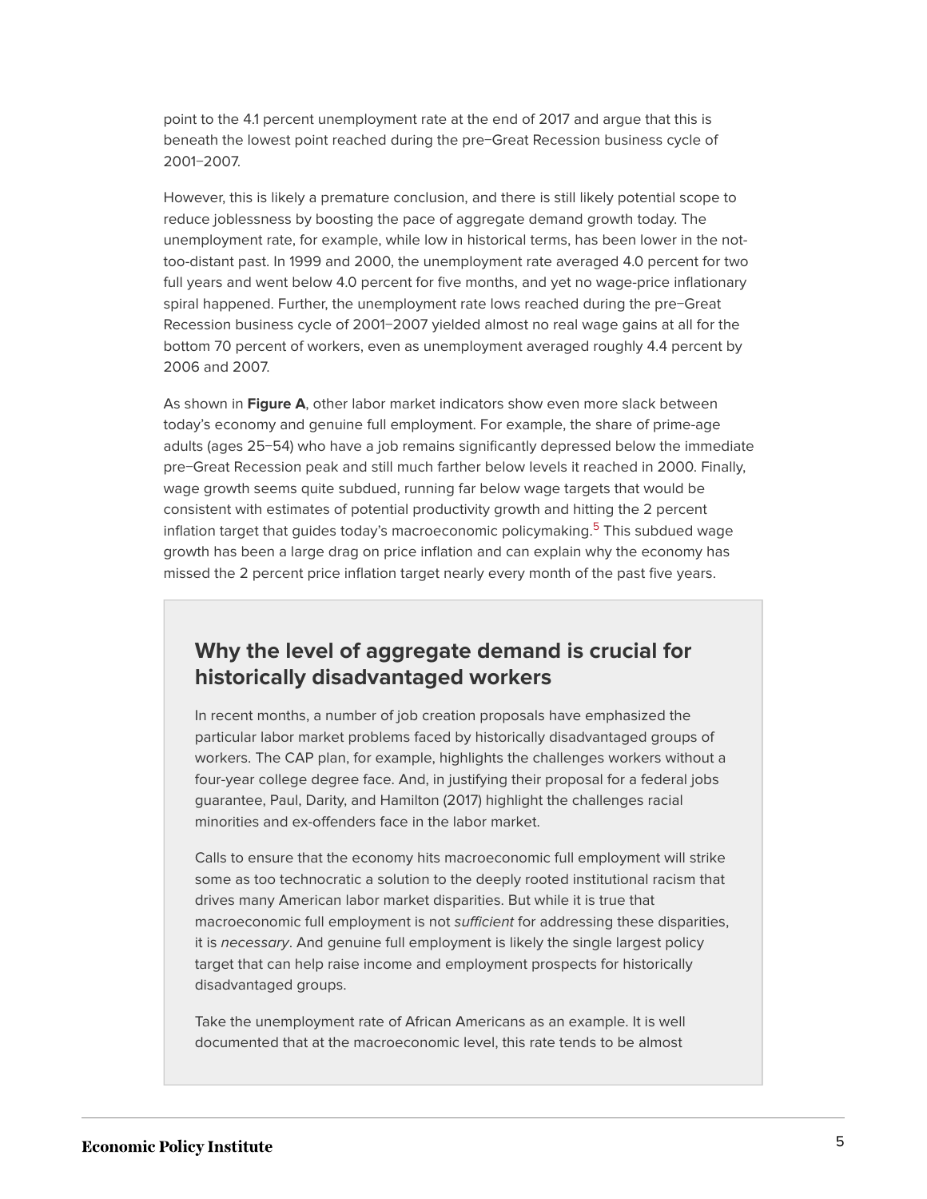point to the 4.1 percent unemployment rate at the end of 2017 and argue that this is beneath the lowest point reached during the pre–Great Recession business cycle of 2001–2007.

However, this is likely a premature conclusion, and there is still likely potential scope to reduce joblessness by boosting the pace of aggregate demand growth today. The unemployment rate, for example, while low in historical terms, has been lower in the not-too-distant past. In 1999 and 2000, the unemployment rate averaged 4.0 percent for two full years and went below 4.0 percent for five months, and yet no wage-price inflationary spiral happened. Further, the unemployment rate lows reached during the pre–Great Recession business cycle of 2001–2007 yielded almost no real wage gains at all for the bottom 70 percent of workers, even as unemployment averaged roughly 4.4 percent by 2006 and 2007.

As shown in **Figure A**, other labor market indicators show even more slack between today's economy and genuine full employment. For example, the share of prime-age adults (ages 25–54) who have a job remains significantly depressed below the immediate pre–Great Recession peak and still much farther below levels it reached in 2000. Finally, wage growth seems quite subdued, running far below wage targets that would be consistent with estimates of potential productivity growth and hitting the 2 percent inflation target that guides today's macroeconomic policymaking.[5] This subdued wage growth has been a large drag on price inflation and can explain why the economy has missed the 2 percent price inflation target nearly every month of the past five years.

## Why the level of aggregate demand is crucial for historically disadvantaged workers

In recent months, a number of job creation proposals have emphasized the particular labor market problems faced by historically disadvantaged groups of workers. The CAP plan, for example, highlights the challenges workers without a four-year college degree face. And, in justifying their proposal for a federal jobs guarantee, Paul, Darity, and Hamilton (2017) highlight the challenges racial minorities and ex-offenders face in the labor market.

Calls to ensure that the economy hits macroeconomic full employment will strike some as too technocratic a solution to the deeply rooted institutional racism that drives many American labor market disparities. But while it is true that macroeconomic full employment is not *sufficient* for addressing these disparities, it is *necessary*. And genuine full employment is likely the single largest policy target that can help raise income and employment prospects for historically disadvantaged groups.

Take the unemployment rate of African Americans as an example. It is well documented that at the macroeconomic level, this rate tends to be almost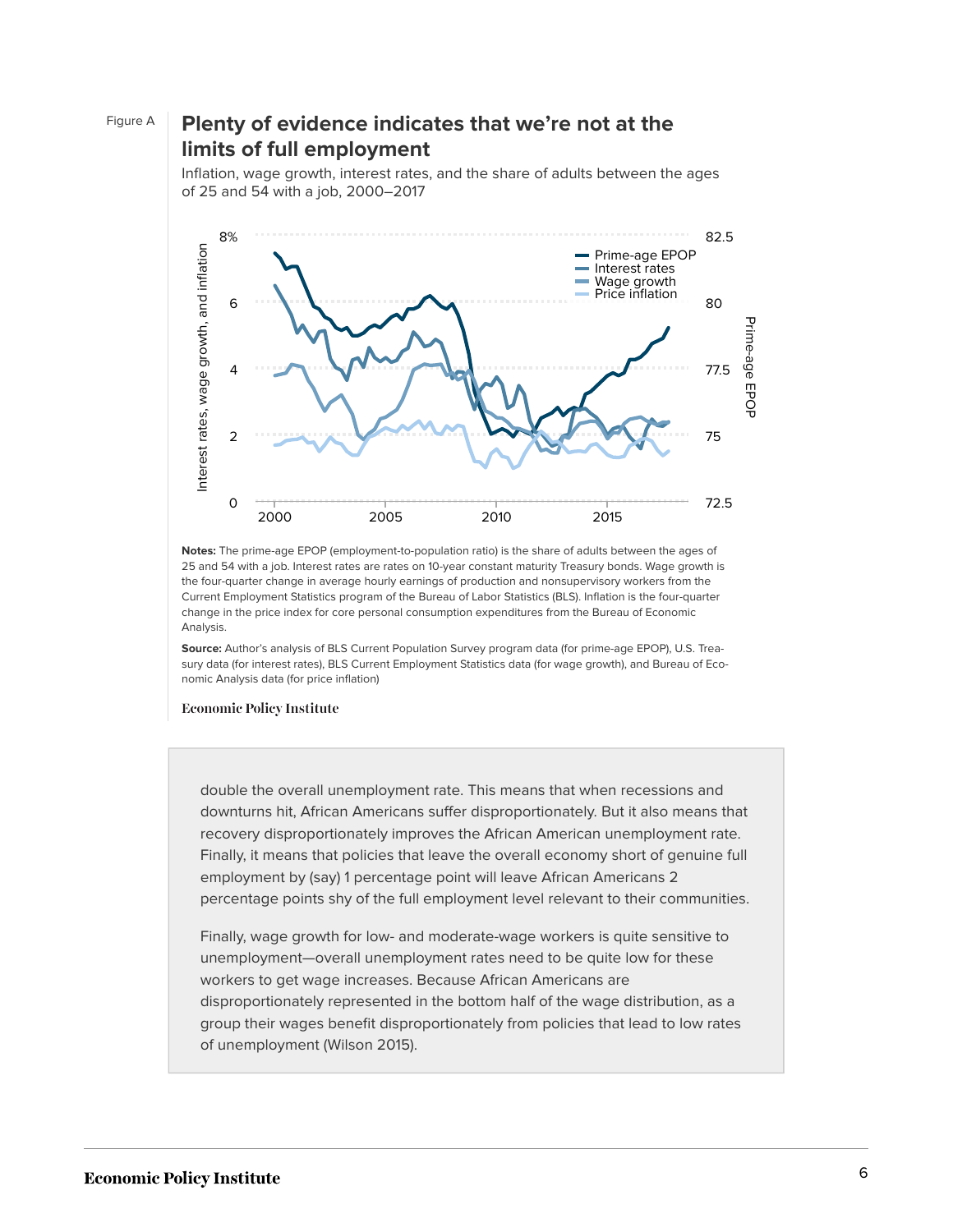Figure A

## Plenty of evidence indicates that we're not at the limits of full employment

Inflation, wage growth, interest rates, and the share of adults between the ages of 25 and 54 with a job, 2000–2017

**Notes:** The prime-age EPOP (employment-to-population ratio) is the share of adults between the ages of 25 and 54 with a job. Interest rates are rates on 10-year constant maturity Treasury bonds. Wage growth is the four-quarter change in average hourly earnings of production and nonsupervisory workers from the Current Employment Statistics program of the Bureau of Labor Statistics (BLS). Inflation is the four-quarter change in the price index for core personal consumption expenditures from the Bureau of Economic Analysis.

**Source:** Author's analysis of BLS Current Population Survey program data (for prime-age EPOP), U.S. Treasury data (for interest rates), BLS Current Employment Statistics data (for wage growth), and Bureau of Economic Analysis data (for price inflation)

Economic Policy Institute

double the overall unemployment rate. This means that when recessions and downturns hit, African Americans suffer disproportionately. But it also means that recovery disproportionately improves the African American unemployment rate. Finally, it means that policies that leave the overall economy short of genuine full employment by (say) 1 percentage point will leave African Americans 2 percentage points shy of the full employment level relevant to their communities.

Finally, wage growth for low- and moderate-wage workers is quite sensitive to unemployment—overall unemployment rates need to be quite low for these workers to get wage increases. Because African Americans are disproportionately represented in the bottom half of the wage distribution, as a group their wages benefit disproportionately from policies that lead to low rates of unemployment (Wilson 2015).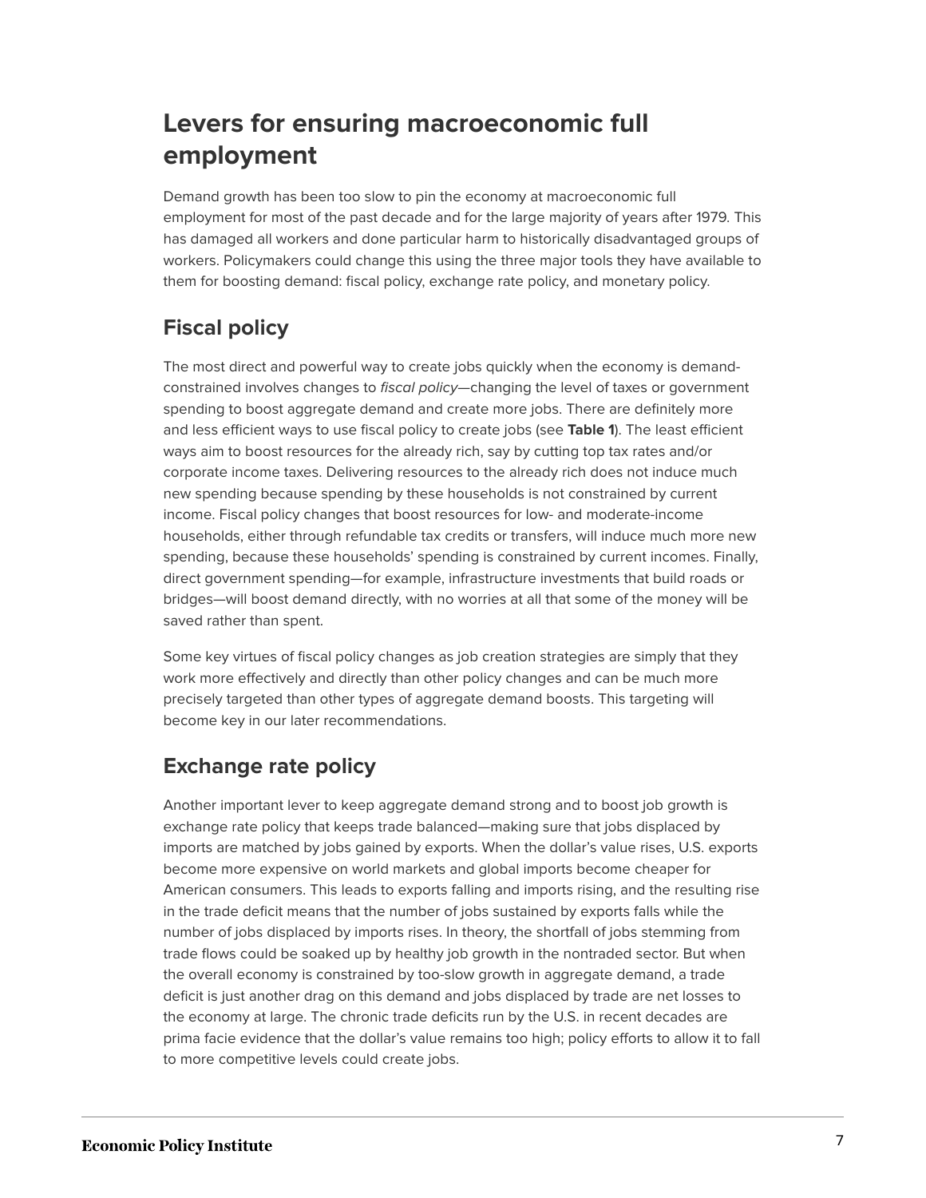## Levers for ensuring macroeconomic full employment

Demand growth has been too slow to pin the economy at macroeconomic full employment for most of the past decade and for the large majority of years after 1979. This has damaged all workers and done particular harm to historically disadvantaged groups of workers. Policymakers could change this using the three major tools they have available to them for boosting demand: fiscal policy, exchange rate policy, and monetary policy.

### Fiscal policy

The most direct and powerful way to create jobs quickly when the economy is demand-constrained involves changes to *fiscal policy*—changing the level of taxes or government spending to boost aggregate demand and create more jobs. There are definitely more and less efficient ways to use fiscal policy to create jobs (see **Table 1**). The least efficient ways aim to boost resources for the already rich, say by cutting top tax rates and/or corporate income taxes. Delivering resources to the already rich does not induce much new spending because spending by these households is not constrained by current income. Fiscal policy changes that boost resources for low- and moderate-income households, either through refundable tax credits or transfers, will induce much more new spending, because these households' spending is constrained by current incomes. Finally, direct government spending—for example, infrastructure investments that build roads or bridges—will boost demand directly, with no worries at all that some of the money will be saved rather than spent.

Some key virtues of fiscal policy changes as job creation strategies are simply that they work more effectively and directly than other policy changes and can be much more precisely targeted than other types of aggregate demand boosts. This targeting will become key in our later recommendations.

### Exchange rate policy

Another important lever to keep aggregate demand strong and to boost job growth is exchange rate policy that keeps trade balanced—making sure that jobs displaced by imports are matched by jobs gained by exports. When the dollar's value rises, U.S. exports become more expensive on world markets and global imports become cheaper for American consumers. This leads to exports falling and imports rising, and the resulting rise in the trade deficit means that the number of jobs sustained by exports falls while the number of jobs displaced by imports rises. In theory, the shortfall of jobs stemming from trade flows could be soaked up by healthy job growth in the nontraded sector. But when the overall economy is constrained by too-slow growth in aggregate demand, a trade deficit is just another drag on this demand and jobs displaced by trade are net losses to the economy at large. The chronic trade deficits run by the U.S. in recent decades are prima facie evidence that the dollar's value remains too high; policy efforts to allow it to fall to more competitive levels could create jobs.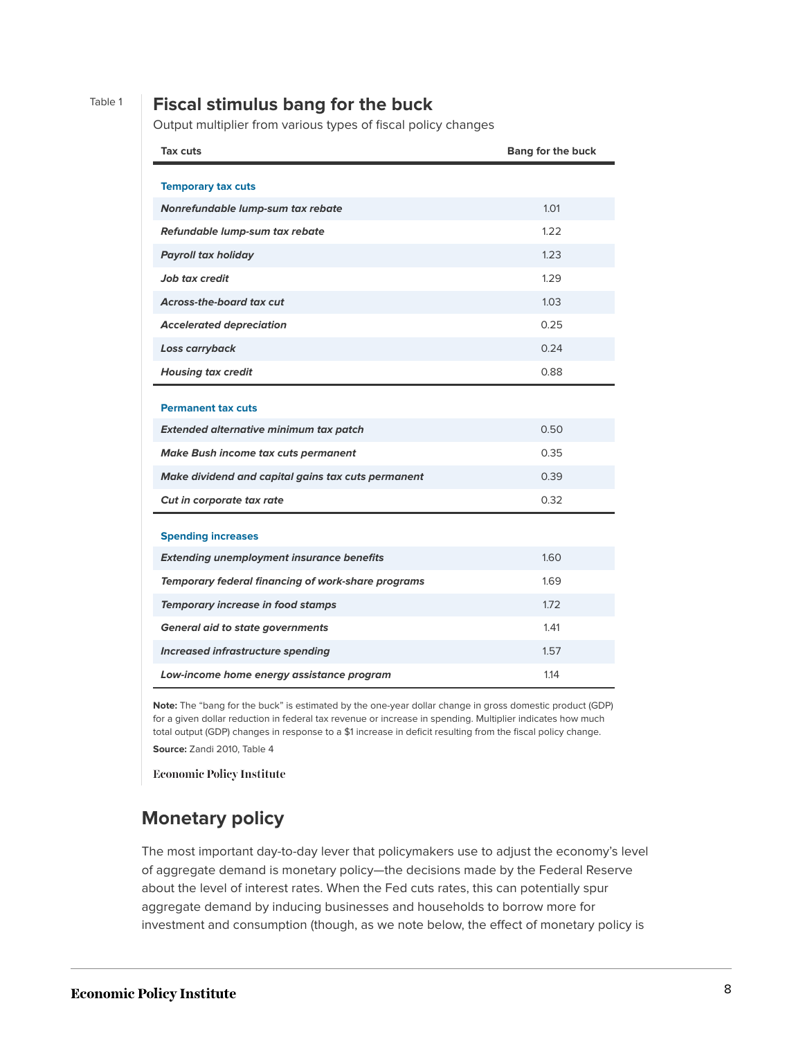Table 1

## Fiscal stimulus bang for the buck

Output multiplier from various types of fiscal policy changes

| Tax cuts | Bang for the buck |
|---|---|
| **Temporary tax cuts** | |
| ***Nonrefundable lump-sum tax rebate*** | 1.01 |
| ***Refundable lump-sum tax rebate*** | 1.22 |
| ***Payroll tax holiday*** | 1.23 |
| ***Job tax credit*** | 1.29 |
| ***Across-the-board tax cut*** | 1.03 |
| ***Accelerated depreciation*** | 0.25 |
| ***Loss carryback*** | 0.24 |
| ***Housing tax credit*** | 0.88 |
| **Permanent tax cuts** | |
| ***Extended alternative minimum tax patch*** | 0.50 |
| ***Make Bush income tax cuts permanent*** | 0.35 |
| ***Make dividend and capital gains tax cuts permanent*** | 0.39 |
| ***Cut in corporate tax rate*** | 0.32 |
| **Spending increases** | |
| ***Extending unemployment insurance benefits*** | 1.60 |
| ***Temporary federal financing of work-share programs*** | 1.69 |
| ***Temporary increase in food stamps*** | 1.72 |
| ***General aid to state governments*** | 1.41 |
| ***Increased infrastructure spending*** | 1.57 |
| ***Low-income home energy assistance program*** | 1.14 |

**Note:** The "bang for the buck" is estimated by the one-year dollar change in gross domestic product (GDP) for a given dollar reduction in federal tax revenue or increase in spending. Multiplier indicates how much total output (GDP) changes in response to a $1 increase in deficit resulting from the fiscal policy change.

**Source:** Zandi 2010, Table 4

Economic Policy Institute

## Monetary policy

The most important day-to-day lever that policymakers use to adjust the economy's level of aggregate demand is monetary policy—the decisions made by the Federal Reserve about the level of interest rates. When the Fed cuts rates, this can potentially spur aggregate demand by inducing businesses and households to borrow more for investment and consumption (though, as we note below, the effect of monetary policy is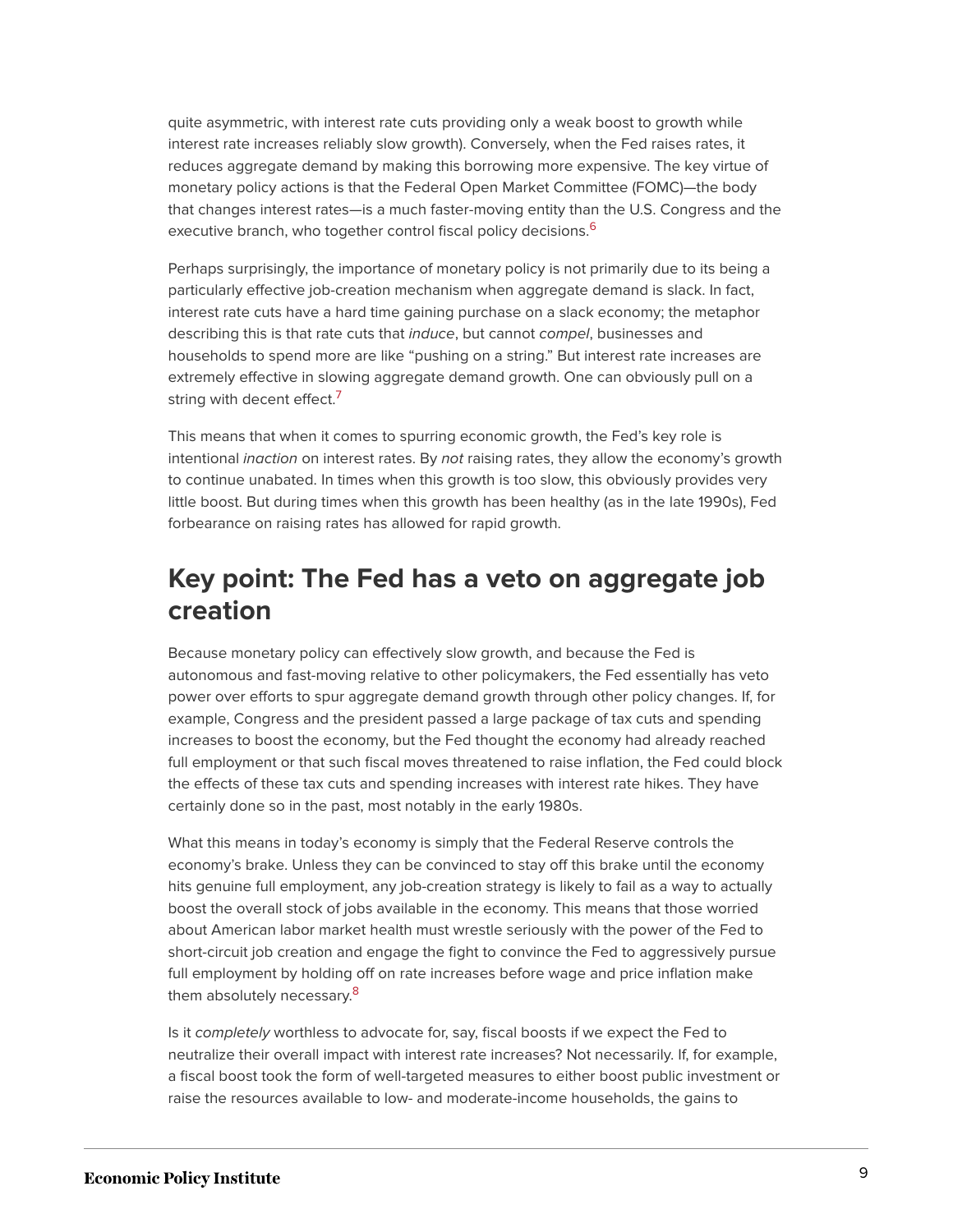quite asymmetric, with interest rate cuts providing only a weak boost to growth while interest rate increases reliably slow growth). Conversely, when the Fed raises rates, it reduces aggregate demand by making this borrowing more expensive. The key virtue of monetary policy actions is that the Federal Open Market Committee (FOMC)—the body that changes interest rates—is a much faster-moving entity than the U.S. Congress and the executive branch, who together control fiscal policy decisions.[6]

Perhaps surprisingly, the importance of monetary policy is not primarily due to its being a particularly effective job-creation mechanism when aggregate demand is slack. In fact, interest rate cuts have a hard time gaining purchase on a slack economy; the metaphor describing this is that rate cuts that *induce*, but cannot *compel*, businesses and households to spend more are like "pushing on a string." But interest rate increases are extremely effective in slowing aggregate demand growth. One can obviously pull on a string with decent effect.[7]

This means that when it comes to spurring economic growth, the Fed's key role is intentional *inaction* on interest rates. By *not* raising rates, they allow the economy's growth to continue unabated. In times when this growth is too slow, this obviously provides very little boost. But during times when this growth has been healthy (as in the late 1990s), Fed forbearance on raising rates has allowed for rapid growth.

## Key point: The Fed has a veto on aggregate job creation

Because monetary policy can effectively slow growth, and because the Fed is autonomous and fast-moving relative to other policymakers, the Fed essentially has veto power over efforts to spur aggregate demand growth through other policy changes. If, for example, Congress and the president passed a large package of tax cuts and spending increases to boost the economy, but the Fed thought the economy had already reached full employment or that such fiscal moves threatened to raise inflation, the Fed could block the effects of these tax cuts and spending increases with interest rate hikes. They have certainly done so in the past, most notably in the early 1980s.

What this means in today's economy is simply that the Federal Reserve controls the economy's brake. Unless they can be convinced to stay off this brake until the economy hits genuine full employment, any job-creation strategy is likely to fail as a way to actually boost the overall stock of jobs available in the economy. This means that those worried about American labor market health must wrestle seriously with the power of the Fed to short-circuit job creation and engage the fight to convince the Fed to aggressively pursue full employment by holding off on rate increases before wage and price inflation make them absolutely necessary.[8]

Is it *completely* worthless to advocate for, say, fiscal boosts if we expect the Fed to neutralize their overall impact with interest rate increases? Not necessarily. If, for example, a fiscal boost took the form of well-targeted measures to either boost public investment or raise the resources available to low- and moderate-income households, the gains to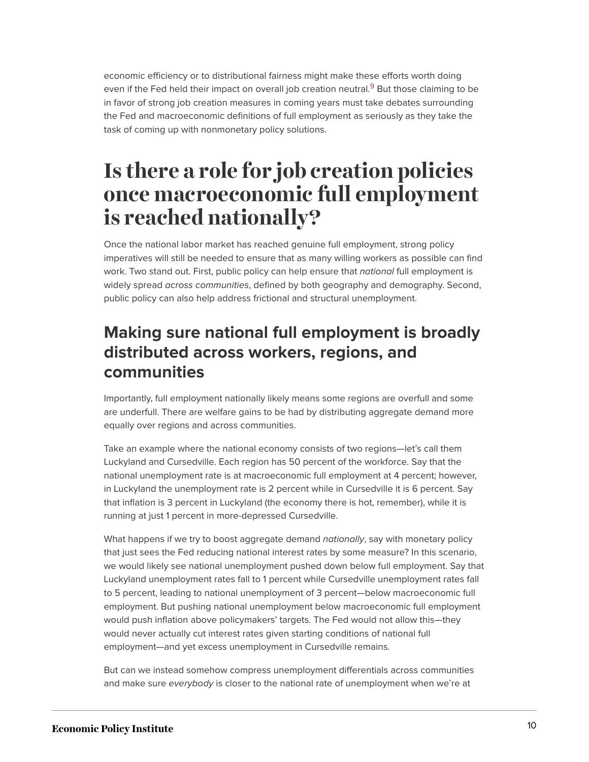economic efficiency or to distributional fairness might make these efforts worth doing even if the Fed held their impact on overall job creation neutral.[9] But those claiming to be in favor of strong job creation measures in coming years must take debates surrounding the Fed and macroeconomic definitions of full employment as seriously as they take the task of coming up with nonmonetary policy solutions.

# Is there a role for job creation policies once macroeconomic full employment is reached nationally?

Once the national labor market has reached genuine full employment, strong policy imperatives will still be needed to ensure that as many willing workers as possible can find work. Two stand out. First, public policy can help ensure that *national* full employment is widely spread *across communities*, defined by both geography and demography. Second, public policy can also help address frictional and structural unemployment.

## Making sure national full employment is broadly distributed across workers, regions, and communities

Importantly, full employment nationally likely means some regions are overfull and some are underfull. There are welfare gains to be had by distributing aggregate demand more equally over regions and across communities.

Take an example where the national economy consists of two regions—let's call them Luckyland and Cursedville. Each region has 50 percent of the workforce. Say that the national unemployment rate is at macroeconomic full employment at 4 percent; however, in Luckyland the unemployment rate is 2 percent while in Cursedville it is 6 percent. Say that inflation is 3 percent in Luckyland (the economy there is hot, remember), while it is running at just 1 percent in more-depressed Cursedville.

What happens if we try to boost aggregate demand *nationally*, say with monetary policy that just sees the Fed reducing national interest rates by some measure? In this scenario, we would likely see national unemployment pushed down below full employment. Say that Luckyland unemployment rates fall to 1 percent while Cursedville unemployment rates fall to 5 percent, leading to national unemployment of 3 percent—below macroeconomic full employment. But pushing national unemployment below macroeconomic full employment would push inflation above policymakers' targets. The Fed would not allow this—they would never actually cut interest rates given starting conditions of national full employment—and yet excess unemployment in Cursedville remains.

But can we instead somehow compress unemployment differentials across communities and make sure *everybody* is closer to the national rate of unemployment when we're at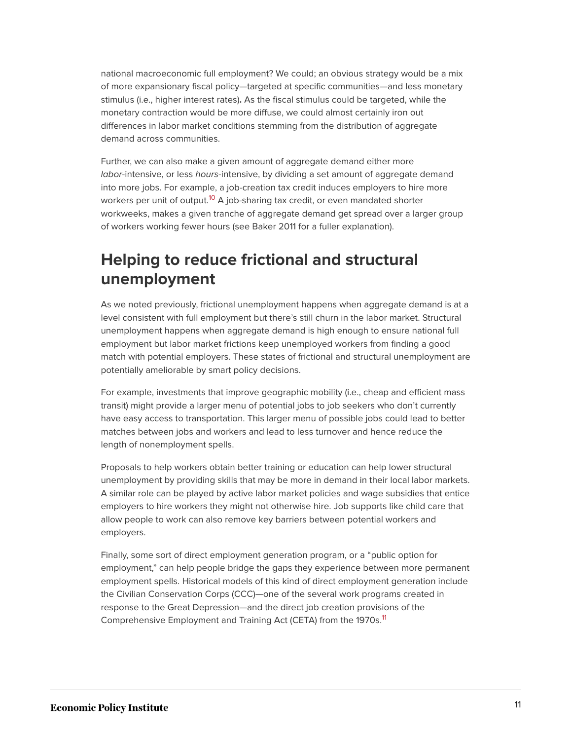national macroeconomic full employment? We could; an obvious strategy would be a mix of more expansionary fiscal policy—targeted at specific communities—and less monetary stimulus (i.e., higher interest rates)**.** As the fiscal stimulus could be targeted, while the monetary contraction would be more diffuse, we could almost certainly iron out differences in labor market conditions stemming from the distribution of aggregate demand across communities.

Further, we can also make a given amount of aggregate demand either more *labor*-intensive, or less *hours*-intensive, by dividing a set amount of aggregate demand into more jobs. For example, a job-creation tax credit induces employers to hire more workers per unit of output.[10] A job-sharing tax credit, or even mandated shorter workweeks, makes a given tranche of aggregate demand get spread over a larger group of workers working fewer hours (see Baker 2011 for a fuller explanation).

## Helping to reduce frictional and structural unemployment

As we noted previously, frictional unemployment happens when aggregate demand is at a level consistent with full employment but there's still churn in the labor market. Structural unemployment happens when aggregate demand is high enough to ensure national full employment but labor market frictions keep unemployed workers from finding a good match with potential employers. These states of frictional and structural unemployment are potentially ameliorable by smart policy decisions.

For example, investments that improve geographic mobility (i.e., cheap and efficient mass transit) might provide a larger menu of potential jobs to job seekers who don't currently have easy access to transportation. This larger menu of possible jobs could lead to better matches between jobs and workers and lead to less turnover and hence reduce the length of nonemployment spells.

Proposals to help workers obtain better training or education can help lower structural unemployment by providing skills that may be more in demand in their local labor markets. A similar role can be played by active labor market policies and wage subsidies that entice employers to hire workers they might not otherwise hire. Job supports like child care that allow people to work can also remove key barriers between potential workers and employers.

Finally, some sort of direct employment generation program, or a "public option for employment," can help people bridge the gaps they experience between more permanent employment spells. Historical models of this kind of direct employment generation include the Civilian Conservation Corps (CCC)—one of the several work programs created in response to the Great Depression—and the direct job creation provisions of the Comprehensive Employment and Training Act (CETA) from the 1970s.[11]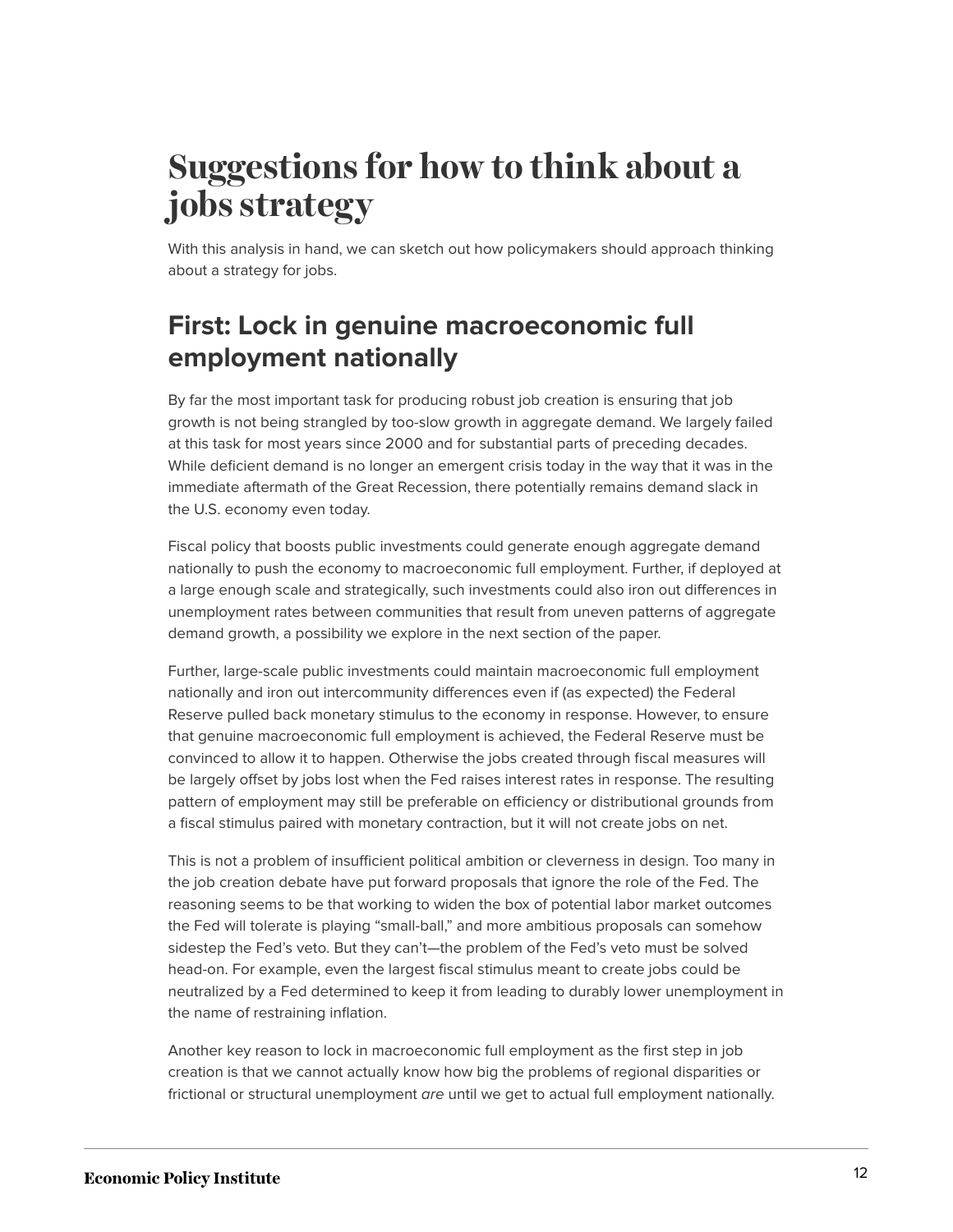# Suggestions for how to think about a jobs strategy

With this analysis in hand, we can sketch out how policymakers should approach thinking about a strategy for jobs.

## First: Lock in genuine macroeconomic full employment nationally

By far the most important task for producing robust job creation is ensuring that job growth is not being strangled by too-slow growth in aggregate demand. We largely failed at this task for most years since 2000 and for substantial parts of preceding decades. While deficient demand is no longer an emergent crisis today in the way that it was in the immediate aftermath of the Great Recession, there potentially remains demand slack in the U.S. economy even today.

Fiscal policy that boosts public investments could generate enough aggregate demand nationally to push the economy to macroeconomic full employment. Further, if deployed at a large enough scale and strategically, such investments could also iron out differences in unemployment rates between communities that result from uneven patterns of aggregate demand growth, a possibility we explore in the next section of the paper.

Further, large-scale public investments could maintain macroeconomic full employment nationally and iron out intercommunity differences even if (as expected) the Federal Reserve pulled back monetary stimulus to the economy in response. However, to ensure that genuine macroeconomic full employment is achieved, the Federal Reserve must be convinced to allow it to happen. Otherwise the jobs created through fiscal measures will be largely offset by jobs lost when the Fed raises interest rates in response. The resulting pattern of employment may still be preferable on efficiency or distributional grounds from a fiscal stimulus paired with monetary contraction, but it will not create jobs on net.

This is not a problem of insufficient political ambition or cleverness in design. Too many in the job creation debate have put forward proposals that ignore the role of the Fed. The reasoning seems to be that working to widen the box of potential labor market outcomes the Fed will tolerate is playing "small-ball," and more ambitious proposals can somehow sidestep the Fed's veto. But they can't—the problem of the Fed's veto must be solved head-on. For example, even the largest fiscal stimulus meant to create jobs could be neutralized by a Fed determined to keep it from leading to durably lower unemployment in the name of restraining inflation.

Another key reason to lock in macroeconomic full employment as the first step in job creation is that we cannot actually know how big the problems of regional disparities or frictional or structural unemployment *are* until we get to actual full employment nationally.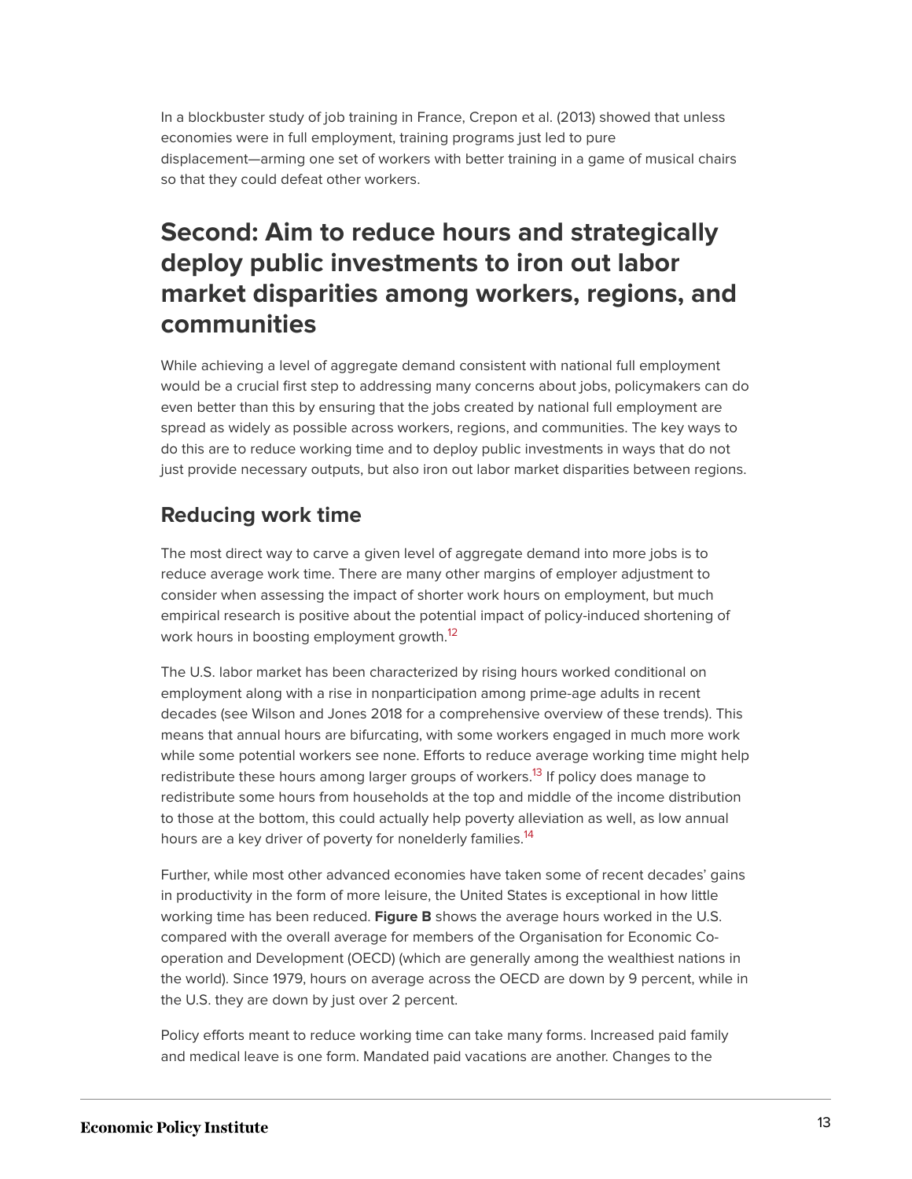In a blockbuster study of job training in France, Crepon et al. (2013) showed that unless economies were in full employment, training programs just led to pure displacement—arming one set of workers with better training in a game of musical chairs so that they could defeat other workers.

## Second: Aim to reduce hours and strategically deploy public investments to iron out labor market disparities among workers, regions, and communities

While achieving a level of aggregate demand consistent with national full employment would be a crucial first step to addressing many concerns about jobs, policymakers can do even better than this by ensuring that the jobs created by national full employment are spread as widely as possible across workers, regions, and communities. The key ways to do this are to reduce working time and to deploy public investments in ways that do not just provide necessary outputs, but also iron out labor market disparities between regions.

### Reducing work time

The most direct way to carve a given level of aggregate demand into more jobs is to reduce average work time. There are many other margins of employer adjustment to consider when assessing the impact of shorter work hours on employment, but much empirical research is positive about the potential impact of policy-induced shortening of work hours in boosting employment growth.[12]

The U.S. labor market has been characterized by rising hours worked conditional on employment along with a rise in nonparticipation among prime-age adults in recent decades (see Wilson and Jones 2018 for a comprehensive overview of these trends). This means that annual hours are bifurcating, with some workers engaged in much more work while some potential workers see none. Efforts to reduce average working time might help redistribute these hours among larger groups of workers.[13] If policy does manage to redistribute some hours from households at the top and middle of the income distribution to those at the bottom, this could actually help poverty alleviation as well, as low annual hours are a key driver of poverty for nonelderly families.[14]

Further, while most other advanced economies have taken some of recent decades' gains in productivity in the form of more leisure, the United States is exceptional in how little working time has been reduced. **Figure B** shows the average hours worked in the U.S. compared with the overall average for members of the Organisation for Economic Co-operation and Development (OECD) (which are generally among the wealthiest nations in the world). Since 1979, hours on average across the OECD are down by 9 percent, while in the U.S. they are down by just over 2 percent.

Policy efforts meant to reduce working time can take many forms. Increased paid family and medical leave is one form. Mandated paid vacations are another. Changes to the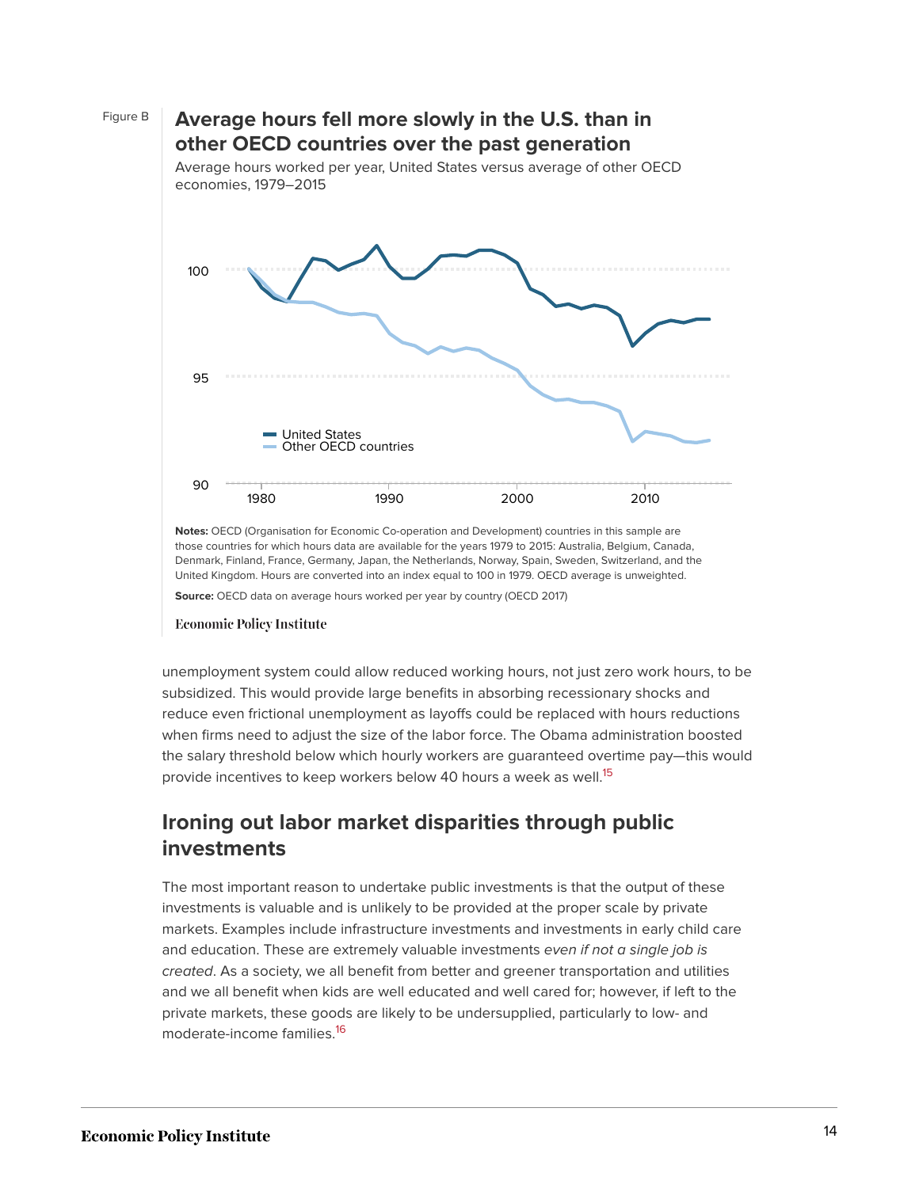Figure B

**Average hours fell more slowly in the U.S. than in other OECD countries over the past generation**

Average hours worked per year, United States versus average of other OECD economies, 1979–2015

**Notes:** OECD (Organisation for Economic Co-operation and Development) countries in this sample are those countries for which hours data are available for the years 1979 to 2015: Australia, Belgium, Canada, Denmark, Finland, France, Germany, Japan, the Netherlands, Norway, Spain, Sweden, Switzerland, and the United Kingdom. Hours are converted into an index equal to 100 in 1979. OECD average is unweighted.

**Source:** OECD data on average hours worked per year by country (OECD 2017)

Economic Policy Institute

unemployment system could allow reduced working hours, not just zero work hours, to be subsidized. This would provide large benefits in absorbing recessionary shocks and reduce even frictional unemployment as layoffs could be replaced with hours reductions when firms need to adjust the size of the labor force. The Obama administration boosted the salary threshold below which hourly workers are guaranteed overtime pay—this would provide incentives to keep workers below 40 hours a week as well.[15]

## Ironing out labor market disparities through public investments

The most important reason to undertake public investments is that the output of these investments is valuable and is unlikely to be provided at the proper scale by private markets. Examples include infrastructure investments and investments in early child care and education. These are extremely valuable investments *even if not a single job is created*. As a society, we all benefit from better and greener transportation and utilities and we all benefit when kids are well educated and well cared for; however, if left to the private markets, these goods are likely to be undersupplied, particularly to low- and moderate-income families.[16]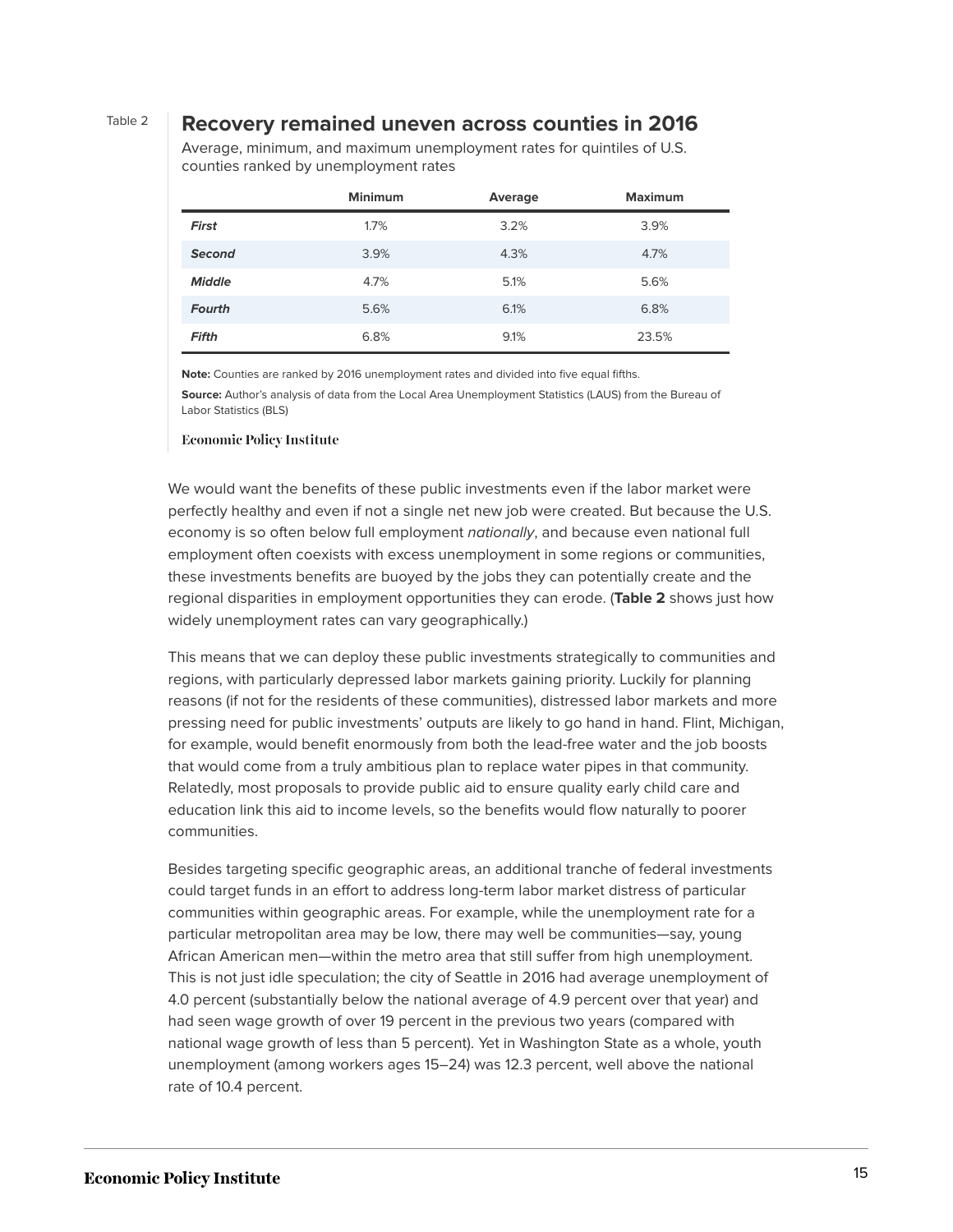Table 2

## Recovery remained uneven across counties in 2016

Average, minimum, and maximum unemployment rates for quintiles of U.S. counties ranked by unemployment rates

| | Minimum | Average | Maximum |
|---|---|---|---|
| ***First*** | 1.7% | 3.2% | 3.9% |
| ***Second*** | 3.9% | 4.3% | 4.7% |
| ***Middle*** | 4.7% | 5.1% | 5.6% |
| ***Fourth*** | 5.6% | 6.1% | 6.8% |
| ***Fifth*** | 6.8% | 9.1% | 23.5% |

**Note:** Counties are ranked by 2016 unemployment rates and divided into five equal fifths.

**Source:** Author's analysis of data from the Local Area Unemployment Statistics (LAUS) from the Bureau of Labor Statistics (BLS)

Economic Policy Institute

We would want the benefits of these public investments even if the labor market were perfectly healthy and even if not a single net new job were created. But because the U.S. economy is so often below full employment *nationally*, and because even national full employment often coexists with excess unemployment in some regions or communities, these investments benefits are buoyed by the jobs they can potentially create and the regional disparities in employment opportunities they can erode. (**Table 2** shows just how widely unemployment rates can vary geographically.)

This means that we can deploy these public investments strategically to communities and regions, with particularly depressed labor markets gaining priority. Luckily for planning reasons (if not for the residents of these communities), distressed labor markets and more pressing need for public investments' outputs are likely to go hand in hand. Flint, Michigan, for example, would benefit enormously from both the lead-free water and the job boosts that would come from a truly ambitious plan to replace water pipes in that community. Relatedly, most proposals to provide public aid to ensure quality early child care and education link this aid to income levels, so the benefits would flow naturally to poorer communities.

Besides targeting specific geographic areas, an additional tranche of federal investments could target funds in an effort to address long-term labor market distress of particular communities within geographic areas. For example, while the unemployment rate for a particular metropolitan area may be low, there may well be communities—say, young African American men—within the metro area that still suffer from high unemployment. This is not just idle speculation; the city of Seattle in 2016 had average unemployment of 4.0 percent (substantially below the national average of 4.9 percent over that year) and had seen wage growth of over 19 percent in the previous two years (compared with national wage growth of less than 5 percent). Yet in Washington State as a whole, youth unemployment (among workers ages 15–24) was 12.3 percent, well above the national rate of 10.4 percent.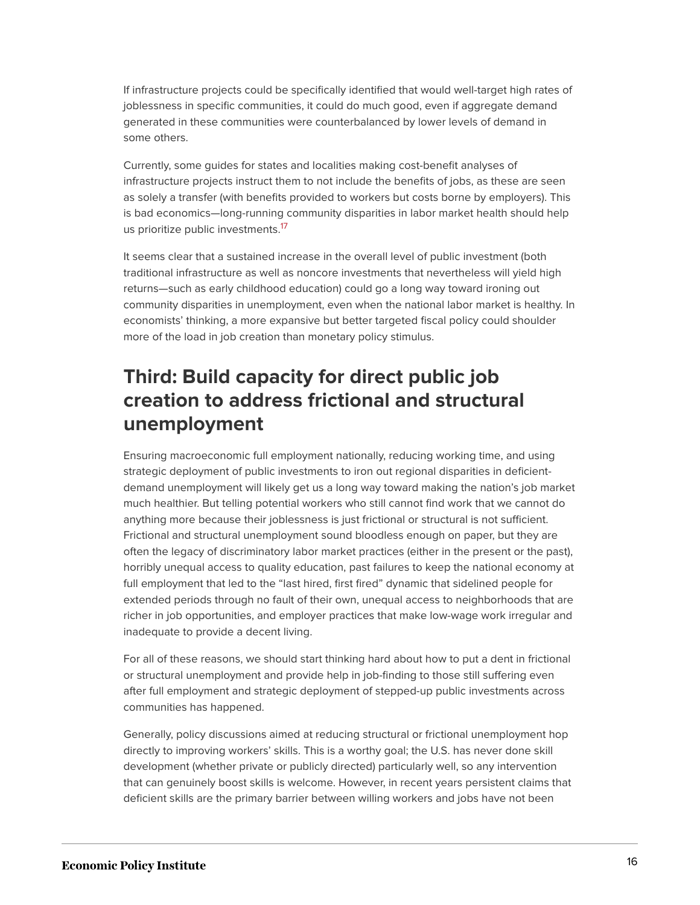If infrastructure projects could be specifically identified that would well-target high rates of joblessness in specific communities, it could do much good, even if aggregate demand generated in these communities were counterbalanced by lower levels of demand in some others.

Currently, some guides for states and localities making cost-benefit analyses of infrastructure projects instruct them to not include the benefits of jobs, as these are seen as solely a transfer (with benefits provided to workers but costs borne by employers). This is bad economics—long-running community disparities in labor market health should help us prioritize public investments.[17]

It seems clear that a sustained increase in the overall level of public investment (both traditional infrastructure as well as noncore investments that nevertheless will yield high returns—such as early childhood education) could go a long way toward ironing out community disparities in unemployment, even when the national labor market is healthy. In economists' thinking, a more expansive but better targeted fiscal policy could shoulder more of the load in job creation than monetary policy stimulus.

## Third: Build capacity for direct public job creation to address frictional and structural unemployment

Ensuring macroeconomic full employment nationally, reducing working time, and using strategic deployment of public investments to iron out regional disparities in deficient-demand unemployment will likely get us a long way toward making the nation's job market much healthier. But telling potential workers who still cannot find work that we cannot do anything more because their joblessness is just frictional or structural is not sufficient. Frictional and structural unemployment sound bloodless enough on paper, but they are often the legacy of discriminatory labor market practices (either in the present or the past), horribly unequal access to quality education, past failures to keep the national economy at full employment that led to the "last hired, first fired" dynamic that sidelined people for extended periods through no fault of their own, unequal access to neighborhoods that are richer in job opportunities, and employer practices that make low-wage work irregular and inadequate to provide a decent living.

For all of these reasons, we should start thinking hard about how to put a dent in frictional or structural unemployment and provide help in job-finding to those still suffering even after full employment and strategic deployment of stepped-up public investments across communities has happened.

Generally, policy discussions aimed at reducing structural or frictional unemployment hop directly to improving workers' skills. This is a worthy goal; the U.S. has never done skill development (whether private or publicly directed) particularly well, so any intervention that can genuinely boost skills is welcome. However, in recent years persistent claims that deficient skills are the primary barrier between willing workers and jobs have not been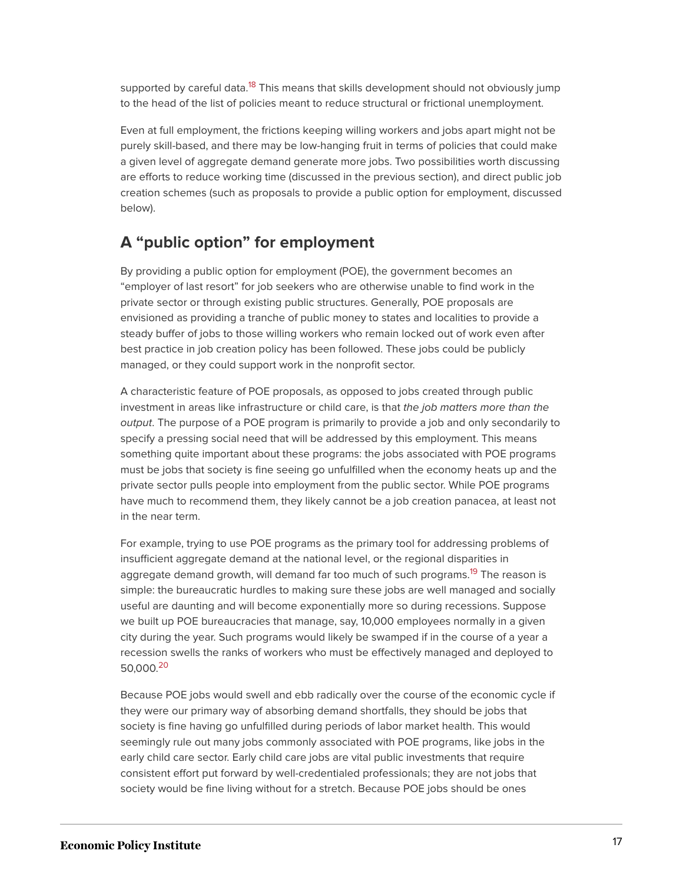supported by careful data.[18] This means that skills development should not obviously jump to the head of the list of policies meant to reduce structural or frictional unemployment.

Even at full employment, the frictions keeping willing workers and jobs apart might not be purely skill-based, and there may be low-hanging fruit in terms of policies that could make a given level of aggregate demand generate more jobs. Two possibilities worth discussing are efforts to reduce working time (discussed in the previous section), and direct public job creation schemes (such as proposals to provide a public option for employment, discussed below).

## A "public option" for employment

By providing a public option for employment (POE), the government becomes an "employer of last resort" for job seekers who are otherwise unable to find work in the private sector or through existing public structures. Generally, POE proposals are envisioned as providing a tranche of public money to states and localities to provide a steady buffer of jobs to those willing workers who remain locked out of work even after best practice in job creation policy has been followed. These jobs could be publicly managed, or they could support work in the nonprofit sector.

A characteristic feature of POE proposals, as opposed to jobs created through public investment in areas like infrastructure or child care, is that *the job matters more than the output*. The purpose of a POE program is primarily to provide a job and only secondarily to specify a pressing social need that will be addressed by this employment. This means something quite important about these programs: the jobs associated with POE programs must be jobs that society is fine seeing go unfulfilled when the economy heats up and the private sector pulls people into employment from the public sector. While POE programs have much to recommend them, they likely cannot be a job creation panacea, at least not in the near term.

For example, trying to use POE programs as the primary tool for addressing problems of insufficient aggregate demand at the national level, or the regional disparities in aggregate demand growth, will demand far too much of such programs.[19] The reason is simple: the bureaucratic hurdles to making sure these jobs are well managed and socially useful are daunting and will become exponentially more so during recessions. Suppose we built up POE bureaucracies that manage, say, 10,000 employees normally in a given city during the year. Such programs would likely be swamped if in the course of a year a recession swells the ranks of workers who must be effectively managed and deployed to 50,000.[20]

Because POE jobs would swell and ebb radically over the course of the economic cycle if they were our primary way of absorbing demand shortfalls, they should be jobs that society is fine having go unfulfilled during periods of labor market health. This would seemingly rule out many jobs commonly associated with POE programs, like jobs in the early child care sector. Early child care jobs are vital public investments that require consistent effort put forward by well-credentialed professionals; they are not jobs that society would be fine living without for a stretch. Because POE jobs should be ones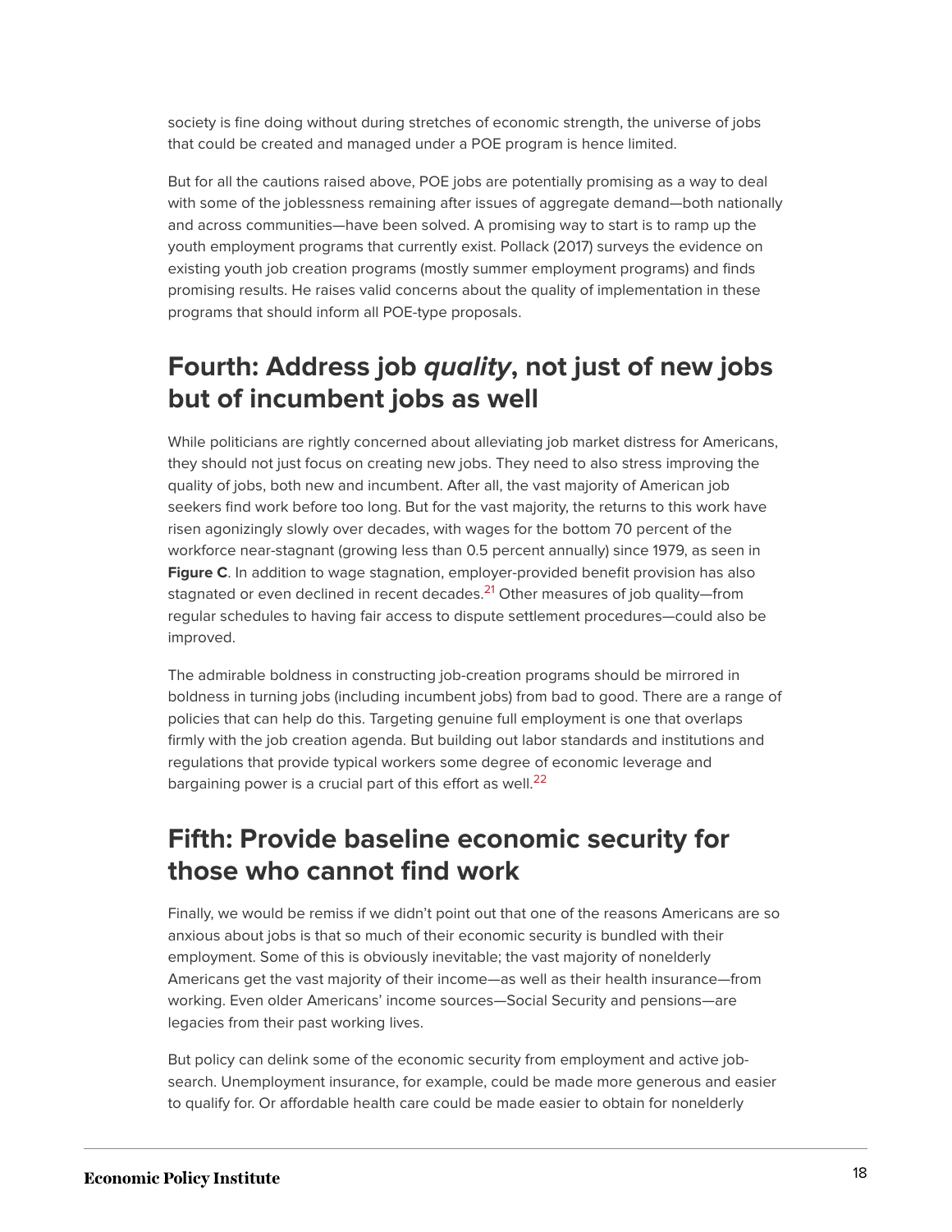society is fine doing without during stretches of economic strength, the universe of jobs that could be created and managed under a POE program is hence limited.

But for all the cautions raised above, POE jobs are potentially promising as a way to deal with some of the joblessness remaining after issues of aggregate demand—both nationally and across communities—have been solved. A promising way to start is to ramp up the youth employment programs that currently exist. Pollack (2017) surveys the evidence on existing youth job creation programs (mostly summer employment programs) and finds promising results. He raises valid concerns about the quality of implementation in these programs that should inform all POE-type proposals.

## Fourth: Address job *quality*, not just of new jobs but of incumbent jobs as well

While politicians are rightly concerned about alleviating job market distress for Americans, they should not just focus on creating new jobs. They need to also stress improving the quality of jobs, both new and incumbent. After all, the vast majority of American job seekers find work before too long. But for the vast majority, the returns to this work have risen agonizingly slowly over decades, with wages for the bottom 70 percent of the workforce near-stagnant (growing less than 0.5 percent annually) since 1979, as seen in **Figure C**. In addition to wage stagnation, employer-provided benefit provision has also stagnated or even declined in recent decades.[21] Other measures of job quality—from regular schedules to having fair access to dispute settlement procedures—could also be improved.

The admirable boldness in constructing job-creation programs should be mirrored in boldness in turning jobs (including incumbent jobs) from bad to good. There are a range of policies that can help do this. Targeting genuine full employment is one that overlaps firmly with the job creation agenda. But building out labor standards and institutions and regulations that provide typical workers some degree of economic leverage and bargaining power is a crucial part of this effort as well.[22]

## Fifth: Provide baseline economic security for those who cannot find work

Finally, we would be remiss if we didn't point out that one of the reasons Americans are so anxious about jobs is that so much of their economic security is bundled with their employment. Some of this is obviously inevitable; the vast majority of nonelderly Americans get the vast majority of their income—as well as their health insurance—from working. Even older Americans' income sources—Social Security and pensions—are legacies from their past working lives.

But policy can delink some of the economic security from employment and active job-search. Unemployment insurance, for example, could be made more generous and easier to qualify for. Or affordable health care could be made easier to obtain for nonelderly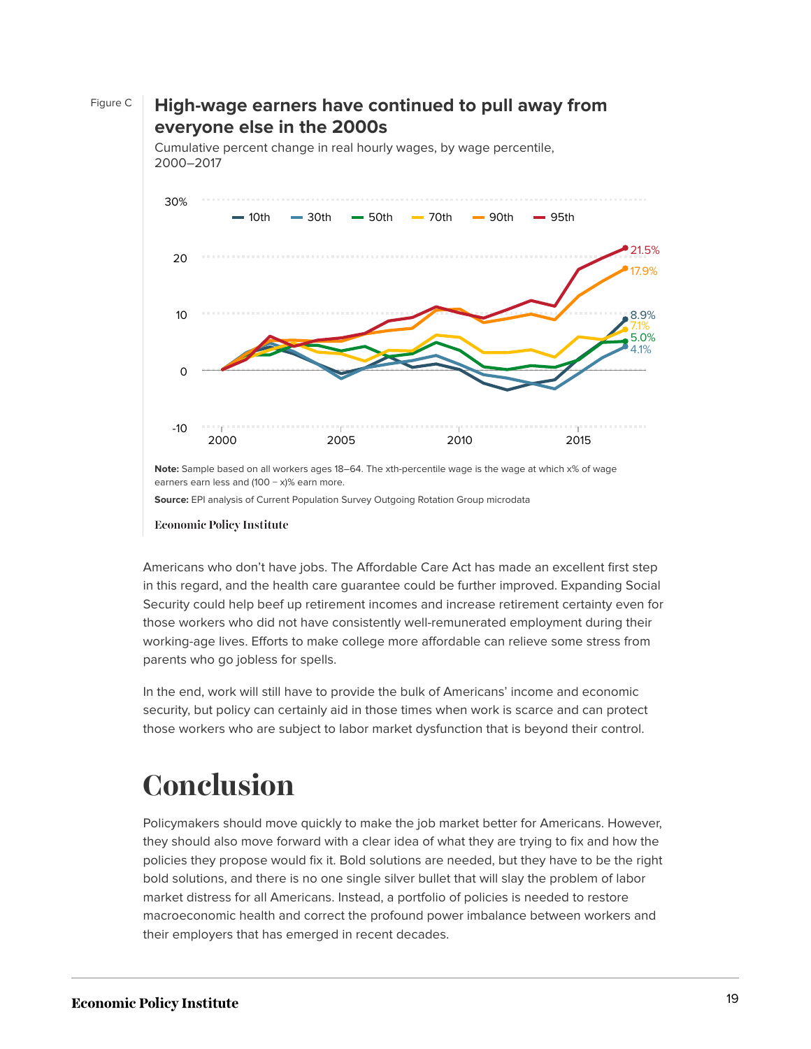Figure C

**High-wage earners have continued to pull away from everyone else in the 2000s**

Cumulative percent change in real hourly wages, by wage percentile, 2000–2017

**Note:** Sample based on all workers ages 18–64. The xth-percentile wage is the wage at which x% of wage earners earn less and (100 – x)% earn more.

**Source:** EPI analysis of Current Population Survey Outgoing Rotation Group microdata

Economic Policy Institute

Americans who don't have jobs. The Affordable Care Act has made an excellent first step in this regard, and the health care guarantee could be further improved. Expanding Social Security could help beef up retirement incomes and increase retirement certainty even for those workers who did not have consistently well-remunerated employment during their working-age lives. Efforts to make college more affordable can relieve some stress from parents who go jobless for spells.

In the end, work will still have to provide the bulk of Americans' income and economic security, but policy can certainly aid in those times when work is scarce and can protect those workers who are subject to labor market dysfunction that is beyond their control.

# Conclusion

Policymakers should move quickly to make the job market better for Americans. However, they should also move forward with a clear idea of what they are trying to fix and how the policies they propose would fix it. Bold solutions are needed, but they have to be the right bold solutions, and there is no one single silver bullet that will slay the problem of labor market distress for all Americans. Instead, a portfolio of policies is needed to restore macroeconomic health and correct the profound power imbalance between workers and their employers that has emerged in recent decades.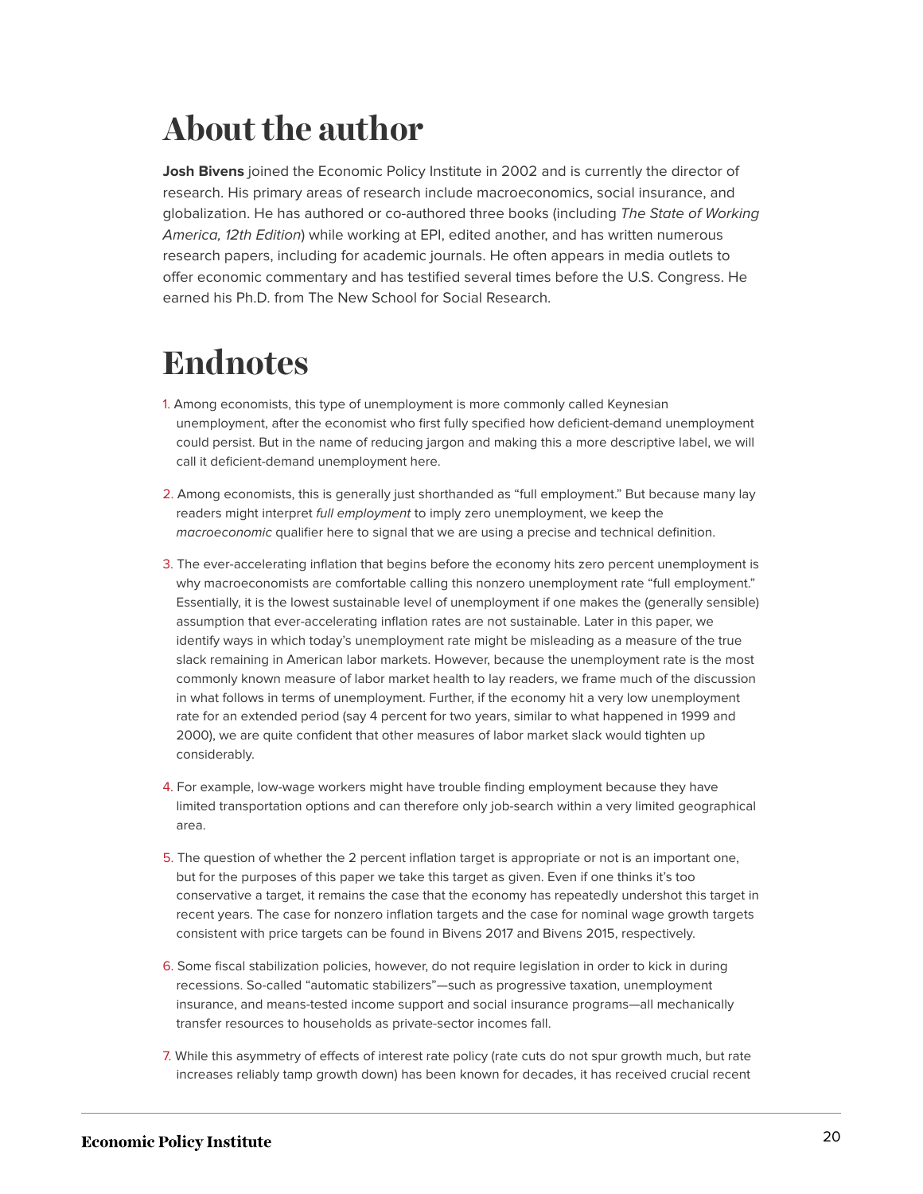# About the author

**Josh Bivens** joined the Economic Policy Institute in 2002 and is currently the director of research. His primary areas of research include macroeconomics, social insurance, and globalization. He has authored or co-authored three books (including *The State of Working America, 12th Edition*) while working at EPI, edited another, and has written numerous research papers, including for academic journals. He often appears in media outlets to offer economic commentary and has testified several times before the U.S. Congress. He earned his Ph.D. from The New School for Social Research.

# Endnotes

1. Among economists, this type of unemployment is more commonly called Keynesian unemployment, after the economist who first fully specified how deficient-demand unemployment could persist. But in the name of reducing jargon and making this a more descriptive label, we will call it deficient-demand unemployment here.

2. Among economists, this is generally just shorthanded as "full employment." But because many lay readers might interpret *full employment* to imply zero unemployment, we keep the *macroeconomic* qualifier here to signal that we are using a precise and technical definition.

3. The ever-accelerating inflation that begins before the economy hits zero percent unemployment is why macroeconomists are comfortable calling this nonzero unemployment rate "full employment." Essentially, it is the lowest sustainable level of unemployment if one makes the (generally sensible) assumption that ever-accelerating inflation rates are not sustainable. Later in this paper, we identify ways in which today's unemployment rate might be misleading as a measure of the true slack remaining in American labor markets. However, because the unemployment rate is the most commonly known measure of labor market health to lay readers, we frame much of the discussion in what follows in terms of unemployment. Further, if the economy hit a very low unemployment rate for an extended period (say 4 percent for two years, similar to what happened in 1999 and 2000), we are quite confident that other measures of labor market slack would tighten up considerably.

4. For example, low-wage workers might have trouble finding employment because they have limited transportation options and can therefore only job-search within a very limited geographical area.

5. The question of whether the 2 percent inflation target is appropriate or not is an important one, but for the purposes of this paper we take this target as given. Even if one thinks it's too conservative a target, it remains the case that the economy has repeatedly undershot this target in recent years. The case for nonzero inflation targets and the case for nominal wage growth targets consistent with price targets can be found in Bivens 2017 and Bivens 2015, respectively.

6. Some fiscal stabilization policies, however, do not require legislation in order to kick in during recessions. So-called "automatic stabilizers"—such as progressive taxation, unemployment insurance, and means-tested income support and social insurance programs—all mechanically transfer resources to households as private-sector incomes fall.

7. While this asymmetry of effects of interest rate policy (rate cuts do not spur growth much, but rate increases reliably tamp growth down) has been known for decades, it has received crucial recent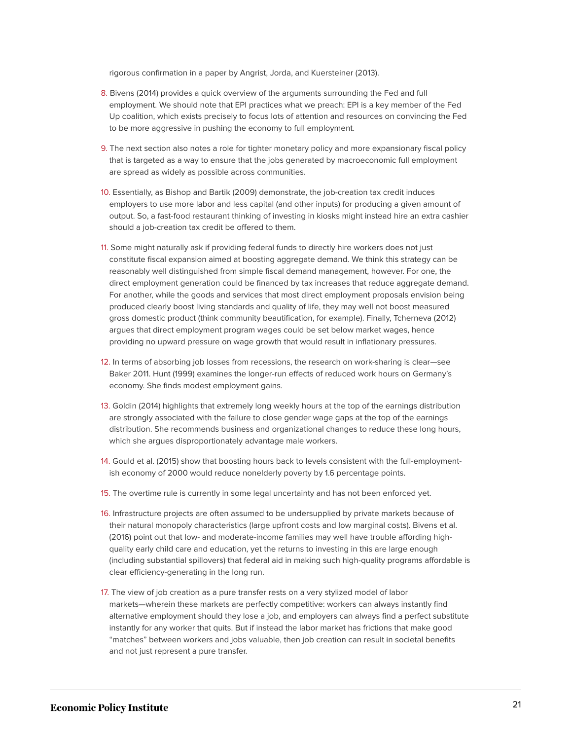rigorous confirmation in a paper by Angrist, Jorda, and Kuersteiner (2013).

8. Bivens (2014) provides a quick overview of the arguments surrounding the Fed and full employment. We should note that EPI practices what we preach: EPI is a key member of the Fed Up coalition, which exists precisely to focus lots of attention and resources on convincing the Fed to be more aggressive in pushing the economy to full employment.

9. The next section also notes a role for tighter monetary policy and more expansionary fiscal policy that is targeted as a way to ensure that the jobs generated by macroeconomic full employment are spread as widely as possible across communities.

10. Essentially, as Bishop and Bartik (2009) demonstrate, the job-creation tax credit induces employers to use more labor and less capital (and other inputs) for producing a given amount of output. So, a fast-food restaurant thinking of investing in kiosks might instead hire an extra cashier should a job-creation tax credit be offered to them.

11. Some might naturally ask if providing federal funds to directly hire workers does not just constitute fiscal expansion aimed at boosting aggregate demand. We think this strategy can be reasonably well distinguished from simple fiscal demand management, however. For one, the direct employment generation could be financed by tax increases that reduce aggregate demand. For another, while the goods and services that most direct employment proposals envision being produced clearly boost living standards and quality of life, they may well not boost measured gross domestic product (think community beautification, for example). Finally, Tcherneva (2012) argues that direct employment program wages could be set below market wages, hence providing no upward pressure on wage growth that would result in inflationary pressures.

12. In terms of absorbing job losses from recessions, the research on work-sharing is clear—see Baker 2011. Hunt (1999) examines the longer-run effects of reduced work hours on Germany's economy. She finds modest employment gains.

13. Goldin (2014) highlights that extremely long weekly hours at the top of the earnings distribution are strongly associated with the failure to close gender wage gaps at the top of the earnings distribution. She recommends business and organizational changes to reduce these long hours, which she argues disproportionately advantage male workers.

14. Gould et al. (2015) show that boosting hours back to levels consistent with the full-employment-ish economy of 2000 would reduce nonelderly poverty by 1.6 percentage points.

15. The overtime rule is currently in some legal uncertainty and has not been enforced yet.

16. Infrastructure projects are often assumed to be undersupplied by private markets because of their natural monopoly characteristics (large upfront costs and low marginal costs). Bivens et al. (2016) point out that low- and moderate-income families may well have trouble affording high-quality early child care and education, yet the returns to investing in this are large enough (including substantial spillovers) that federal aid in making such high-quality programs affordable is clear efficiency-generating in the long run.

17. The view of job creation as a pure transfer rests on a very stylized model of labor markets—wherein these markets are perfectly competitive: workers can always instantly find alternative employment should they lose a job, and employers can always find a perfect substitute instantly for any worker that quits. But if instead the labor market has frictions that make good "matches" between workers and jobs valuable, then job creation can result in societal benefits and not just represent a pure transfer.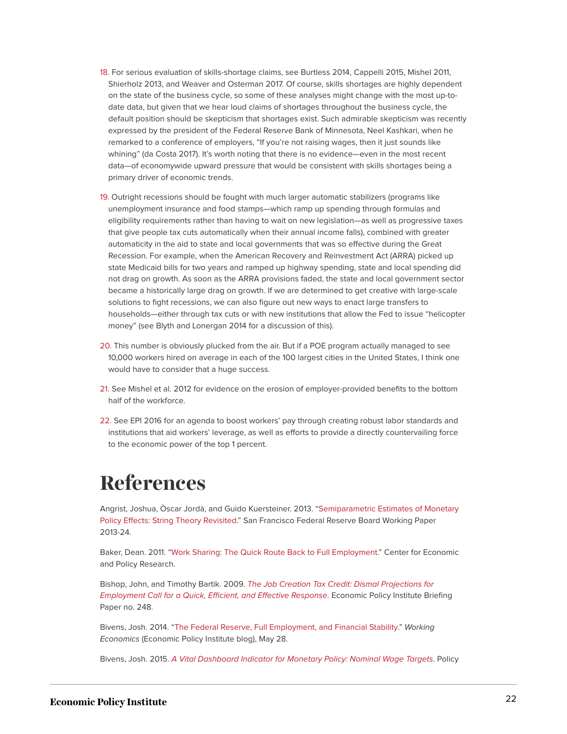18. For serious evaluation of skills-shortage claims, see Burtless 2014, Cappelli 2015, Mishel 2011, Shierholz 2013, and Weaver and Osterman 2017. Of course, skills shortages are highly dependent on the state of the business cycle, so some of these analyses might change with the most up-to-date data, but given that we hear loud claims of shortages throughout the business cycle, the default position should be skepticism that shortages exist. Such admirable skepticism was recently expressed by the president of the Federal Reserve Bank of Minnesota, Neel Kashkari, when he remarked to a conference of employers, "If you're not raising wages, then it just sounds like whining" (da Costa 2017). It's worth noting that there is no evidence—even in the most recent data—of economywide upward pressure that would be consistent with skills shortages being a primary driver of economic trends.

19. Outright recessions should be fought with much larger automatic stabilizers (programs like unemployment insurance and food stamps—which ramp up spending through formulas and eligibility requirements rather than having to wait on new legislation—as well as progressive taxes that give people tax cuts automatically when their annual income falls), combined with greater automaticity in the aid to state and local governments that was so effective during the Great Recession. For example, when the American Recovery and Reinvestment Act (ARRA) picked up state Medicaid bills for two years and ramped up highway spending, state and local spending did not drag on growth. As soon as the ARRA provisions faded, the state and local government sector became a historically large drag on growth. If we are determined to get creative with large-scale solutions to fight recessions, we can also figure out new ways to enact large transfers to households—either through tax cuts or with new institutions that allow the Fed to issue "helicopter money" (see Blyth and Lonergan 2014 for a discussion of this).

20. This number is obviously plucked from the air. But if a POE program actually managed to see 10,000 workers hired on average in each of the 100 largest cities in the United States, I think one would have to consider that a huge success.

21. See Mishel et al. 2012 for evidence on the erosion of employer-provided benefits to the bottom half of the workforce.

22. See EPI 2016 for an agenda to boost workers' pay through creating robust labor standards and institutions that aid workers' leverage, as well as efforts to provide a directly countervailing force to the economic power of the top 1 percent.

# References

Angrist, Joshua, Òscar Jordà, and Guido Kuersteiner. 2013. "Semiparametric Estimates of Monetary Policy Effects: String Theory Revisited." San Francisco Federal Reserve Board Working Paper 2013-24.

Baker, Dean. 2011. "Work Sharing: The Quick Route Back to Full Employment." Center for Economic and Policy Research.

Bishop, John, and Timothy Bartik. 2009. *The Job Creation Tax Credit: Dismal Projections for Employment Call for a Quick, Efficient, and Effective Response*. Economic Policy Institute Briefing Paper no. 248.

Bivens, Josh. 2014. "The Federal Reserve, Full Employment, and Financial Stability." *Working Economics* (Economic Policy Institute blog), May 28.

Bivens, Josh. 2015. *A Vital Dashboard Indicator for Monetary Policy: Nominal Wage Targets*. Policy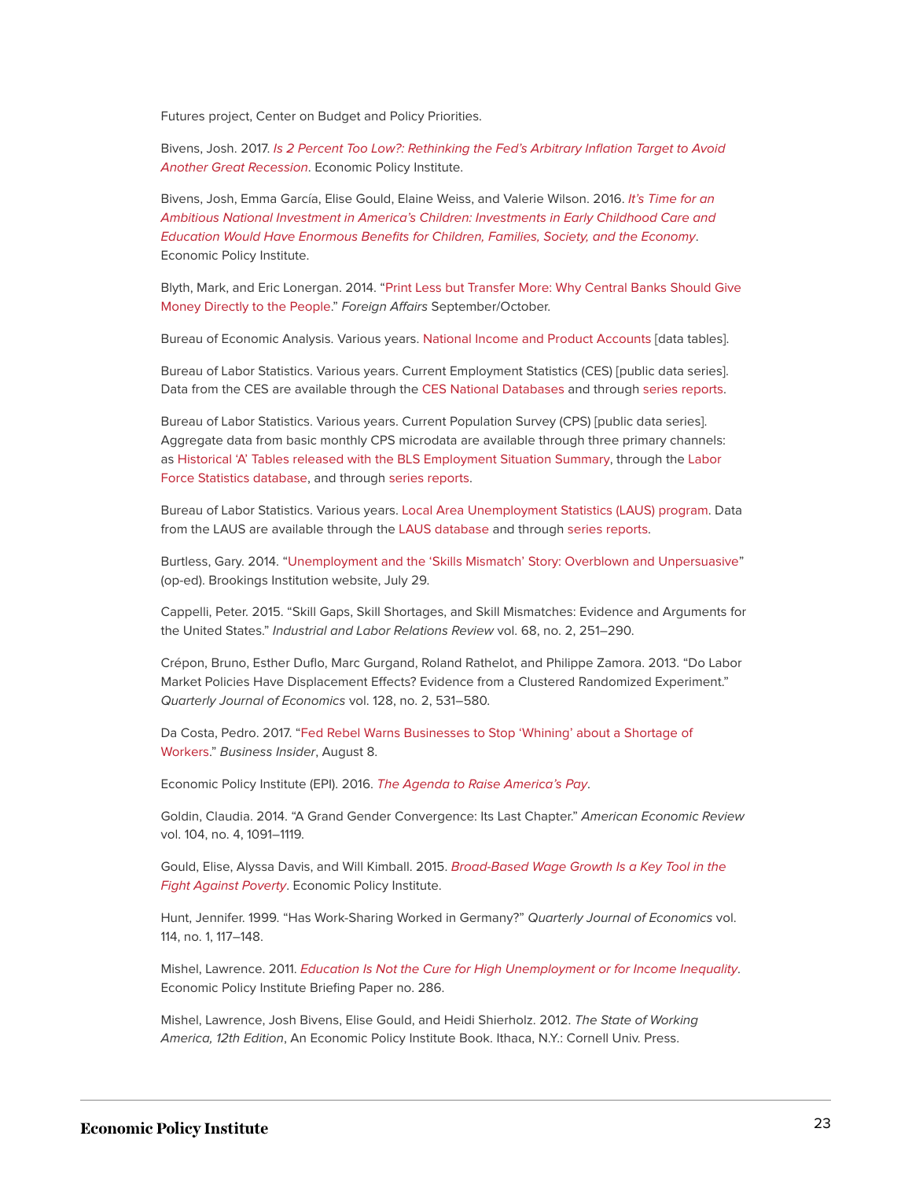Futures project, Center on Budget and Policy Priorities.

Bivens, Josh. 2017. *Is 2 Percent Too Low?: Rethinking the Fed's Arbitrary Inflation Target to Avoid Another Great Recession*. Economic Policy Institute.

Bivens, Josh, Emma García, Elise Gould, Elaine Weiss, and Valerie Wilson. 2016. *It's Time for an Ambitious National Investment in America's Children: Investments in Early Childhood Care and Education Would Have Enormous Benefits for Children, Families, Society, and the Economy*. Economic Policy Institute.

Blyth, Mark, and Eric Lonergan. 2014. "Print Less but Transfer More: Why Central Banks Should Give Money Directly to the People." *Foreign Affairs* September/October.

Bureau of Economic Analysis. Various years. National Income and Product Accounts [data tables].

Bureau of Labor Statistics. Various years. Current Employment Statistics (CES) [public data series]. Data from the CES are available through the CES National Databases and through series reports.

Bureau of Labor Statistics. Various years. Current Population Survey (CPS) [public data series]. Aggregate data from basic monthly CPS microdata are available through three primary channels: as Historical 'A' Tables released with the BLS Employment Situation Summary, through the Labor Force Statistics database, and through series reports.

Bureau of Labor Statistics. Various years. Local Area Unemployment Statistics (LAUS) program. Data from the LAUS are available through the LAUS database and through series reports.

Burtless, Gary. 2014. "Unemployment and the 'Skills Mismatch' Story: Overblown and Unpersuasive" (op-ed). Brookings Institution website, July 29.

Cappelli, Peter. 2015. "Skill Gaps, Skill Shortages, and Skill Mismatches: Evidence and Arguments for the United States." *Industrial and Labor Relations Review* vol. 68, no. 2, 251–290.

Crépon, Bruno, Esther Duflo, Marc Gurgand, Roland Rathelot, and Philippe Zamora. 2013. "Do Labor Market Policies Have Displacement Effects? Evidence from a Clustered Randomized Experiment." *Quarterly Journal of Economics* vol. 128, no. 2, 531–580.

Da Costa, Pedro. 2017. "Fed Rebel Warns Businesses to Stop 'Whining' about a Shortage of Workers." *Business Insider*, August 8.

Economic Policy Institute (EPI). 2016. *The Agenda to Raise America's Pay*.

Goldin, Claudia. 2014. "A Grand Gender Convergence: Its Last Chapter." *American Economic Review* vol. 104, no. 4, 1091–1119.

Gould, Elise, Alyssa Davis, and Will Kimball. 2015. *Broad-Based Wage Growth Is a Key Tool in the Fight Against Poverty*. Economic Policy Institute.

Hunt, Jennifer. 1999. "Has Work-Sharing Worked in Germany?" *Quarterly Journal of Economics* vol. 114, no. 1, 117–148.

Mishel, Lawrence. 2011. *Education Is Not the Cure for High Unemployment or for Income Inequality*. Economic Policy Institute Briefing Paper no. 286.

Mishel, Lawrence, Josh Bivens, Elise Gould, and Heidi Shierholz. 2012. *The State of Working America, 12th Edition*, An Economic Policy Institute Book. Ithaca, N.Y.: Cornell Univ. Press.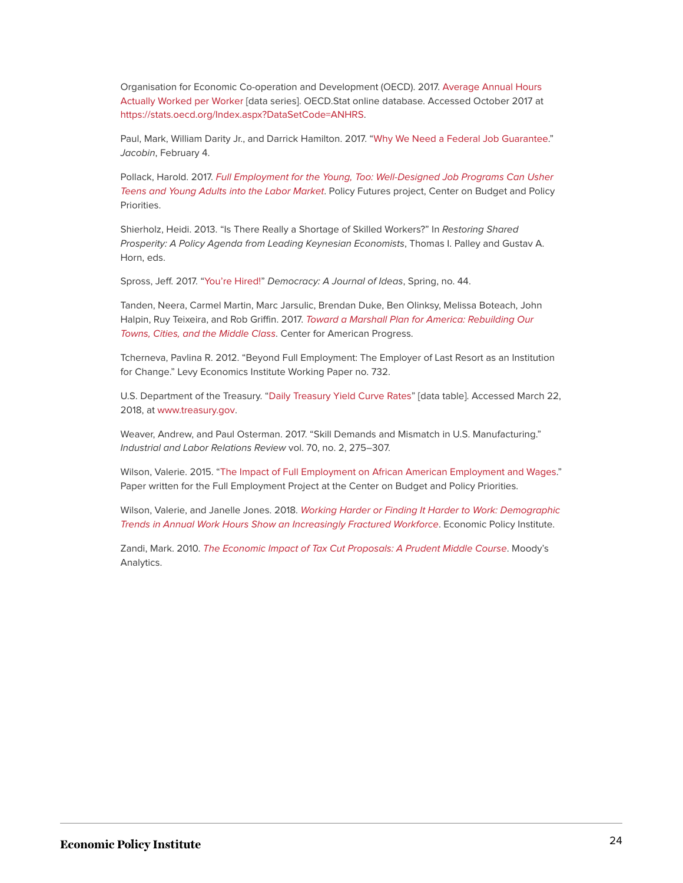Organisation for Economic Co-operation and Development (OECD). 2017. Average Annual Hours Actually Worked per Worker [data series]. OECD.Stat online database. Accessed October 2017 at https://stats.oecd.org/Index.aspx?DataSetCode=ANHRS.

Paul, Mark, William Darity Jr., and Darrick Hamilton. 2017. "Why We Need a Federal Job Guarantee." *Jacobin*, February 4.

Pollack, Harold. 2017. *Full Employment for the Young, Too: Well-Designed Job Programs Can Usher Teens and Young Adults into the Labor Market*. Policy Futures project, Center on Budget and Policy Priorities.

Shierholz, Heidi. 2013. "Is There Really a Shortage of Skilled Workers?" In *Restoring Shared Prosperity: A Policy Agenda from Leading Keynesian Economists*, Thomas I. Palley and Gustav A. Horn, eds.

Spross, Jeff. 2017. "You're Hired!" *Democracy: A Journal of Ideas*, Spring, no. 44.

Tanden, Neera, Carmel Martin, Marc Jarsulic, Brendan Duke, Ben Olinksy, Melissa Boteach, John Halpin, Ruy Teixeira, and Rob Griffin. 2017. *Toward a Marshall Plan for America: Rebuilding Our Towns, Cities, and the Middle Class*. Center for American Progress.

Tcherneva, Pavlina R. 2012. "Beyond Full Employment: The Employer of Last Resort as an Institution for Change." Levy Economics Institute Working Paper no. 732.

U.S. Department of the Treasury. "Daily Treasury Yield Curve Rates" [data table]. Accessed March 22, 2018, at www.treasury.gov.

Weaver, Andrew, and Paul Osterman. 2017. "Skill Demands and Mismatch in U.S. Manufacturing." *Industrial and Labor Relations Review* vol. 70, no. 2, 275–307.

Wilson, Valerie. 2015. "The Impact of Full Employment on African American Employment and Wages." Paper written for the Full Employment Project at the Center on Budget and Policy Priorities.

Wilson, Valerie, and Janelle Jones. 2018. *Working Harder or Finding It Harder to Work: Demographic Trends in Annual Work Hours Show an Increasingly Fractured Workforce*. Economic Policy Institute.

Zandi, Mark. 2010. *The Economic Impact of Tax Cut Proposals: A Prudent Middle Course*. Moody's Analytics.